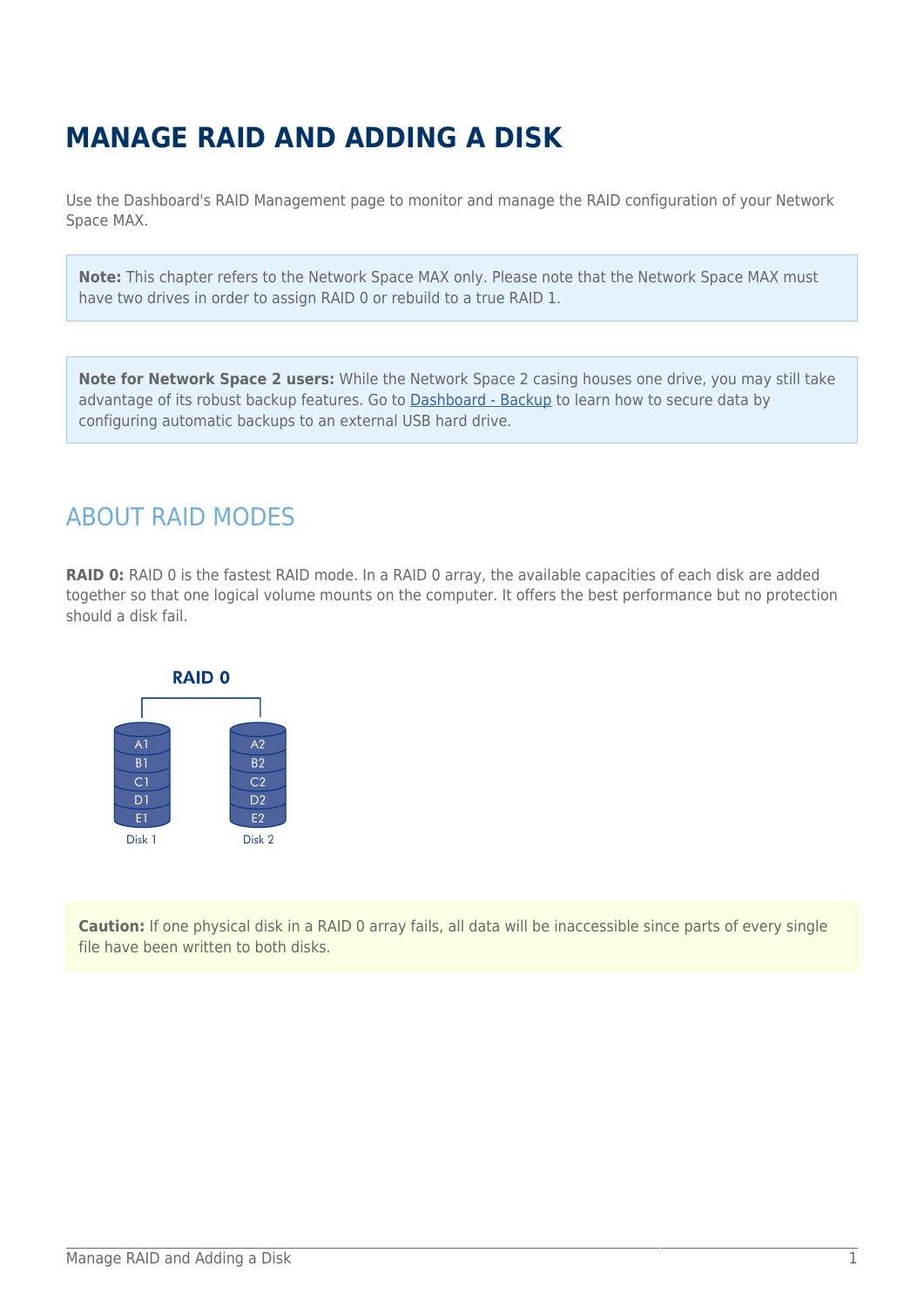# MANAGE RAID AND ADDING A DISK

Use the Dashboard's RAID Management page to monitor and manage the RAID configuration of your Network Space MAX.

**Note:** This chapter refers to the Network Space MAX only. Please note that the Network Space MAX must have two drives in order to assign RAID 0 or rebuild to a true RAID 1.

**Note for Network Space 2 users:** While the Network Space 2 casing houses one drive, you may still take advantage of its robust backup features. Go to [Dashboard - Backup]() to learn how to secure data by configuring automatic backups to an external USB hard drive.

## ABOUT RAID MODES

**RAID 0:** RAID 0 is the fastest RAID mode. In a RAID 0 array, the available capacities of each disk are added together so that one logical volume mounts on the computer. It offers the best performance but no protection should a disk fail.

**RAID 0**

| Disk 1 | Disk 2 |
| --- | --- |
| A1 | A2 |
| B1 | B2 |
| C1 | C2 |
| D1 | D2 |
| E1 | E2 |

**Caution:** If one physical disk in a RAID 0 array fails, all data will be inaccessible since parts of every single file have been written to both disks.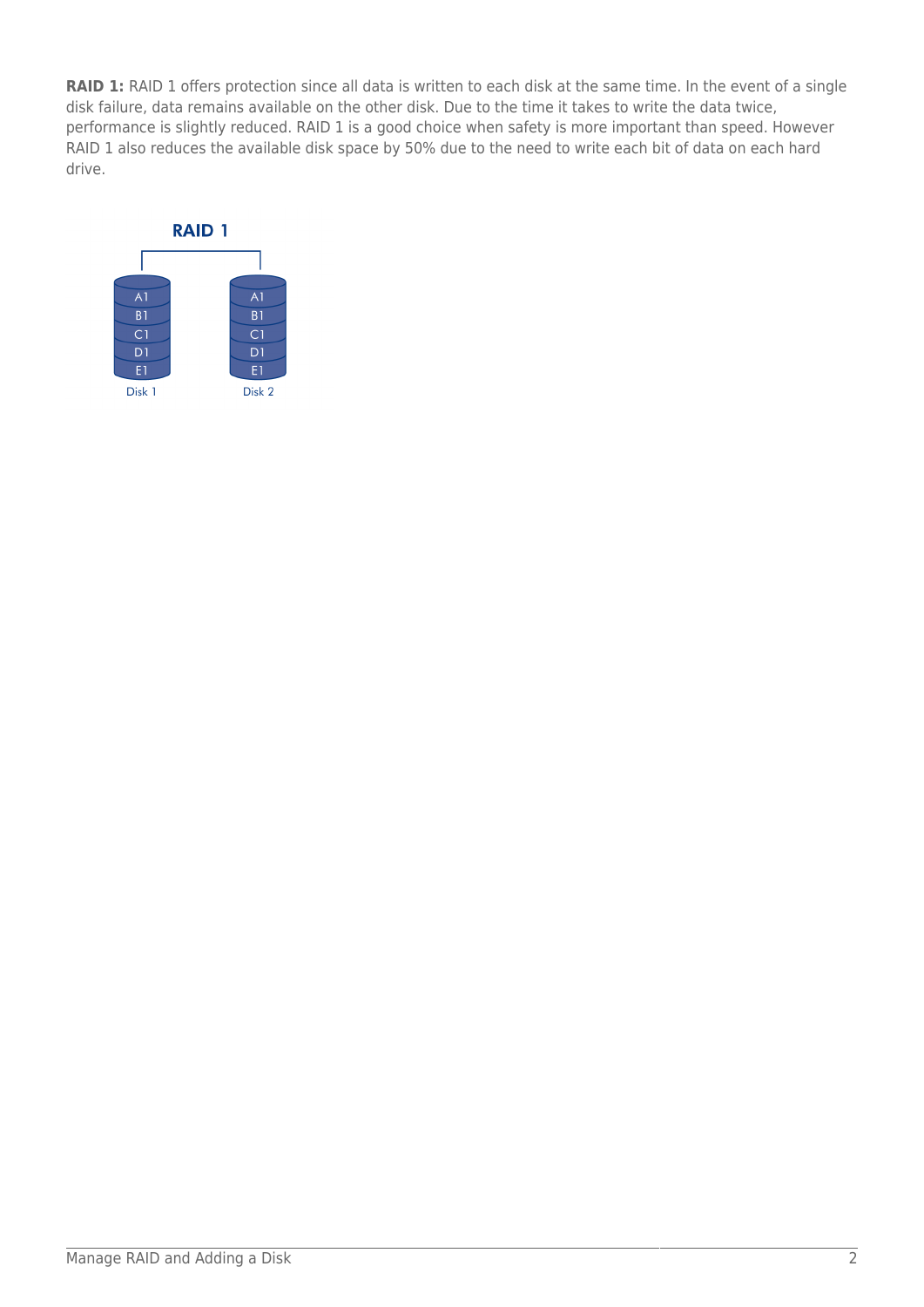**RAID 1:** RAID 1 offers protection since all data is written to each disk at the same time. In the event of a single disk failure, data remains available on the other disk. Due to the time it takes to write the data twice, performance is slightly reduced. RAID 1 is a good choice when safety is more important than speed. However RAID 1 also reduces the available disk space by 50% due to the need to write each bit of data on each hard drive.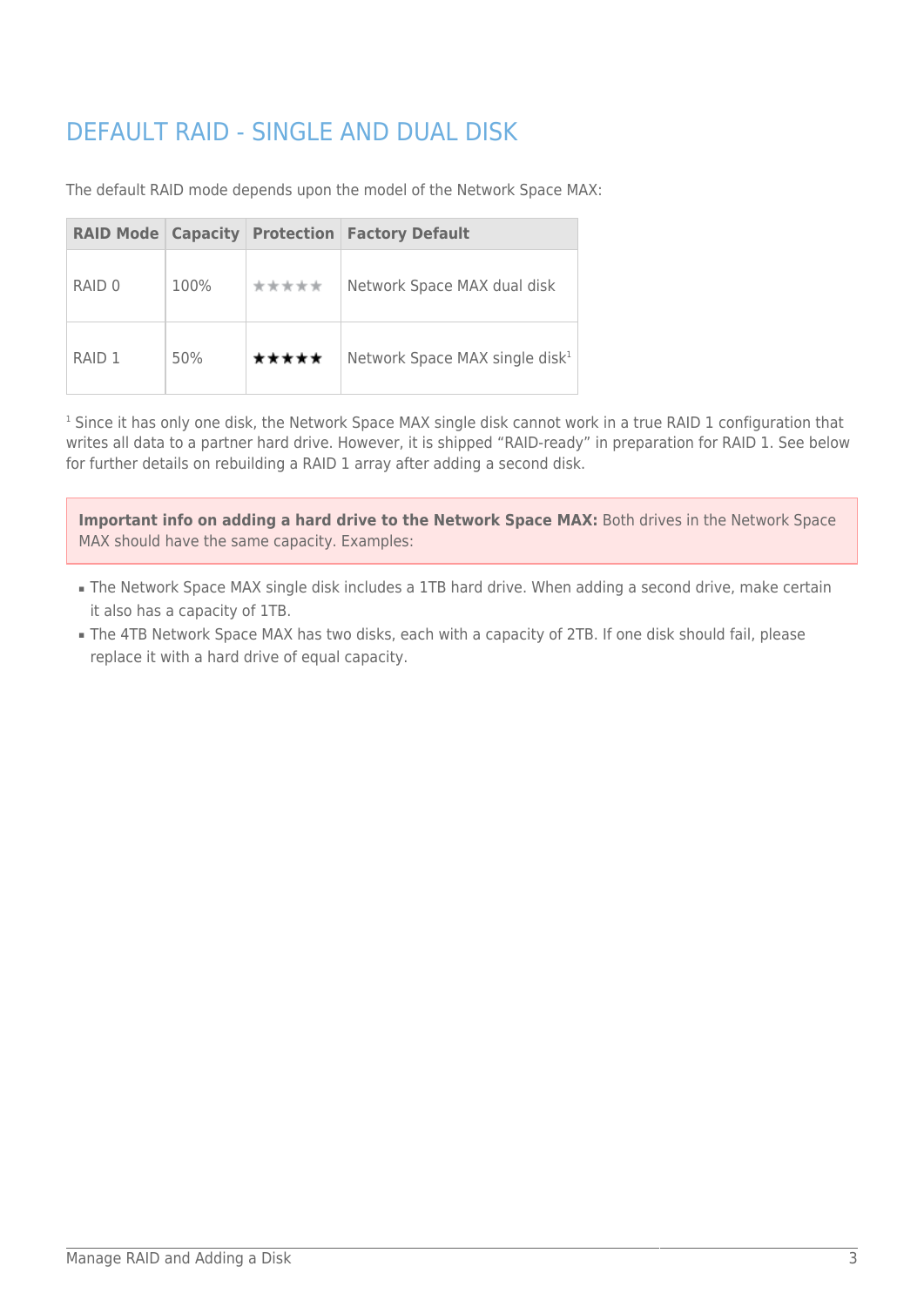# DEFAULT RAID - SINGLE AND DUAL DISK

The default RAID mode depends upon the model of the Network Space MAX:

| RAID Mode | Capacity | Protection | Factory Default |
|---|---|---|---|
| RAID 0 | 100% | ☆☆☆☆☆ | Network Space MAX dual disk |
| RAID 1 | 50% | ★★★★★ | Network Space MAX single disk[1] |

[1] Since it has only one disk, the Network Space MAX single disk cannot work in a true RAID 1 configuration that writes all data to a partner hard drive. However, it is shipped "RAID-ready" in preparation for RAID 1. See below for further details on rebuilding a RAID 1 array after adding a second disk.

**Important info on adding a hard drive to the Network Space MAX:** Both drives in the Network Space MAX should have the same capacity. Examples:

- The Network Space MAX single disk includes a 1TB hard drive. When adding a second drive, make certain it also has a capacity of 1TB.
- The 4TB Network Space MAX has two disks, each with a capacity of 2TB. If one disk should fail, please replace it with a hard drive of equal capacity.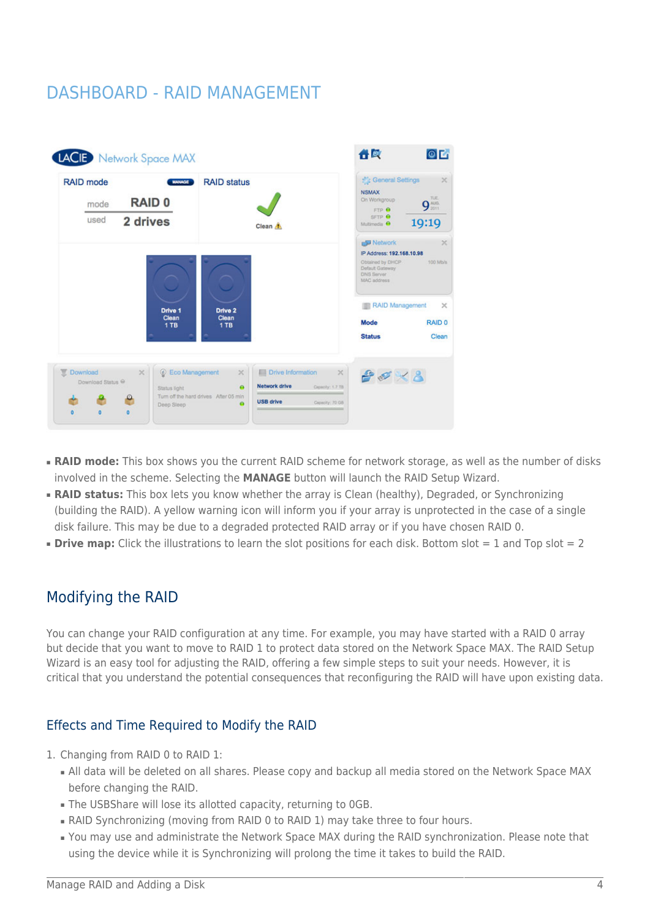# DASHBOARD - RAID MANAGEMENT

- **RAID mode:** This box shows you the current RAID scheme for network storage, as well as the number of disks involved in the scheme. Selecting the **MANAGE** button will launch the RAID Setup Wizard.
- **RAID status:** This box lets you know whether the array is Clean (healthy), Degraded, or Synchronizing (building the RAID). A yellow warning icon will inform you if your array is unprotected in the case of a single disk failure. This may be due to a degraded protected RAID array or if you have chosen RAID 0.
- **Drive map:** Click the illustrations to learn the slot positions for each disk. Bottom slot = 1 and Top slot = 2

## Modifying the RAID

You can change your RAID configuration at any time. For example, you may have started with a RAID 0 array but decide that you want to move to RAID 1 to protect data stored on the Network Space MAX. The RAID Setup Wizard is an easy tool for adjusting the RAID, offering a few simple steps to suit your needs. However, it is critical that you understand the potential consequences that reconfiguring the RAID will have upon existing data.

### Effects and Time Required to Modify the RAID

1. Changing from RAID 0 to RAID 1:
   - All data will be deleted on all shares. Please copy and backup all media stored on the Network Space MAX before changing the RAID.
   - The USBShare will lose its allotted capacity, returning to 0GB.
   - RAID Synchronizing (moving from RAID 0 to RAID 1) may take three to four hours.
   - You may use and administrate the Network Space MAX during the RAID synchronization. Please note that using the device while it is Synchronizing will prolong the time it takes to build the RAID.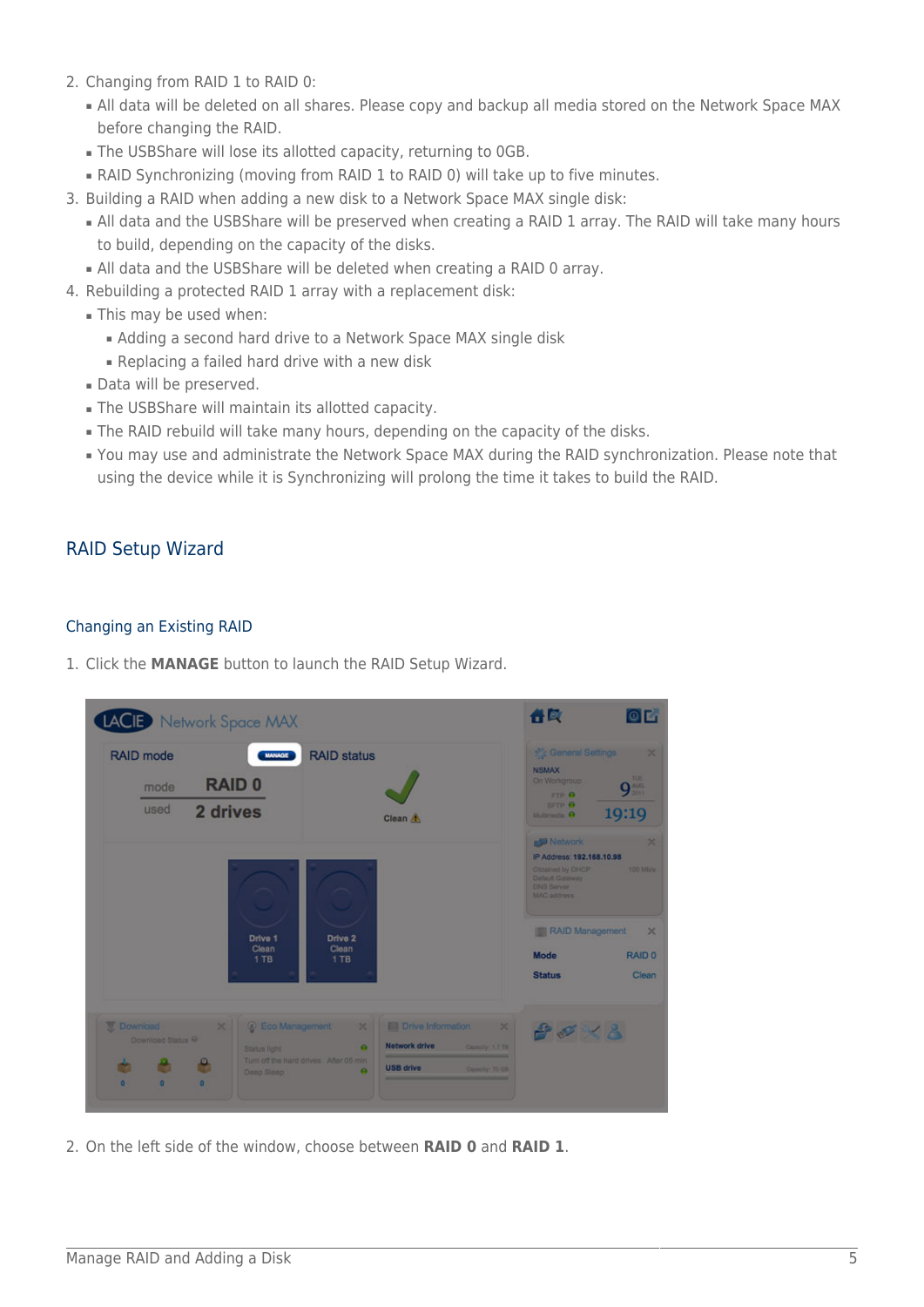2. Changing from RAID 1 to RAID 0:
   - All data will be deleted on all shares. Please copy and backup all media stored on the Network Space MAX before changing the RAID.
   - The USBShare will lose its allotted capacity, returning to 0GB.
   - RAID Synchronizing (moving from RAID 1 to RAID 0) will take up to five minutes.
3. Building a RAID when adding a new disk to a Network Space MAX single disk:
   - All data and the USBShare will be preserved when creating a RAID 1 array. The RAID will take many hours to build, depending on the capacity of the disks.
   - All data and the USBShare will be deleted when creating a RAID 0 array.
4. Rebuilding a protected RAID 1 array with a replacement disk:
   - This may be used when:
     - Adding a second hard drive to a Network Space MAX single disk
     - Replacing a failed hard drive with a new disk
   - Data will be preserved.
   - The USBShare will maintain its allotted capacity.
   - The RAID rebuild will take many hours, depending on the capacity of the disks.
   - You may use and administrate the Network Space MAX during the RAID synchronization. Please note that using the device while it is Synchronizing will prolong the time it takes to build the RAID.

## RAID Setup Wizard

### Changing an Existing RAID

1. Click the **MANAGE** button to launch the RAID Setup Wizard.

2. On the left side of the window, choose between **RAID 0** and **RAID 1**.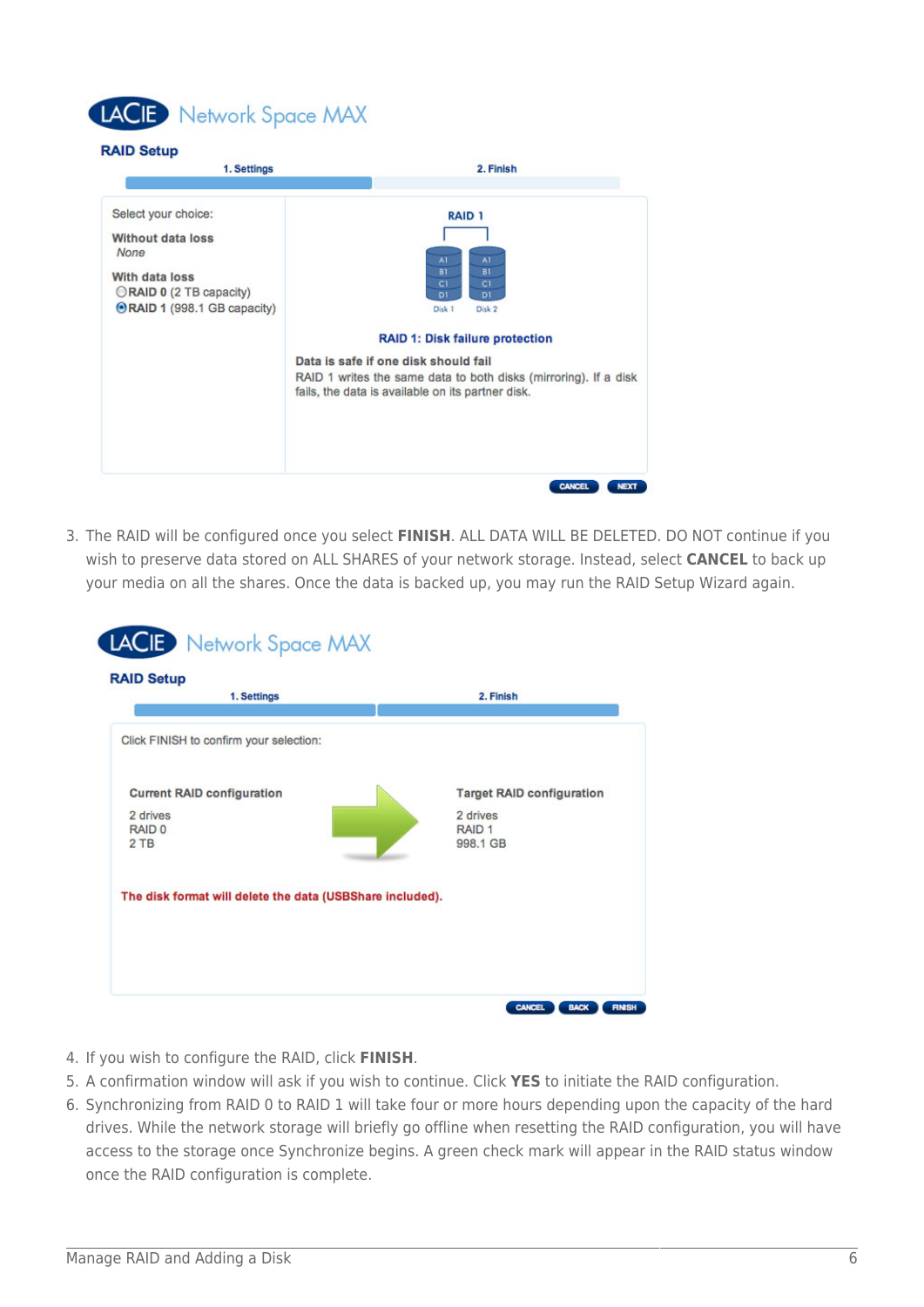3. The RAID will be configured once you select **FINISH**. ALL DATA WILL BE DELETED. DO NOT continue if you wish to preserve data stored on ALL SHARES of your network storage. Instead, select **CANCEL** to back up your media on all the shares. Once the data is backed up, you may run the RAID Setup Wizard again.

4. If you wish to configure the RAID, click **FINISH**.
5. A confirmation window will ask if you wish to continue. Click **YES** to initiate the RAID configuration.
6. Synchronizing from RAID 0 to RAID 1 will take four or more hours depending upon the capacity of the hard drives. While the network storage will briefly go offline when resetting the RAID configuration, you will have access to the storage once Synchronize begins. A green check mark will appear in the RAID status window once the RAID configuration is complete.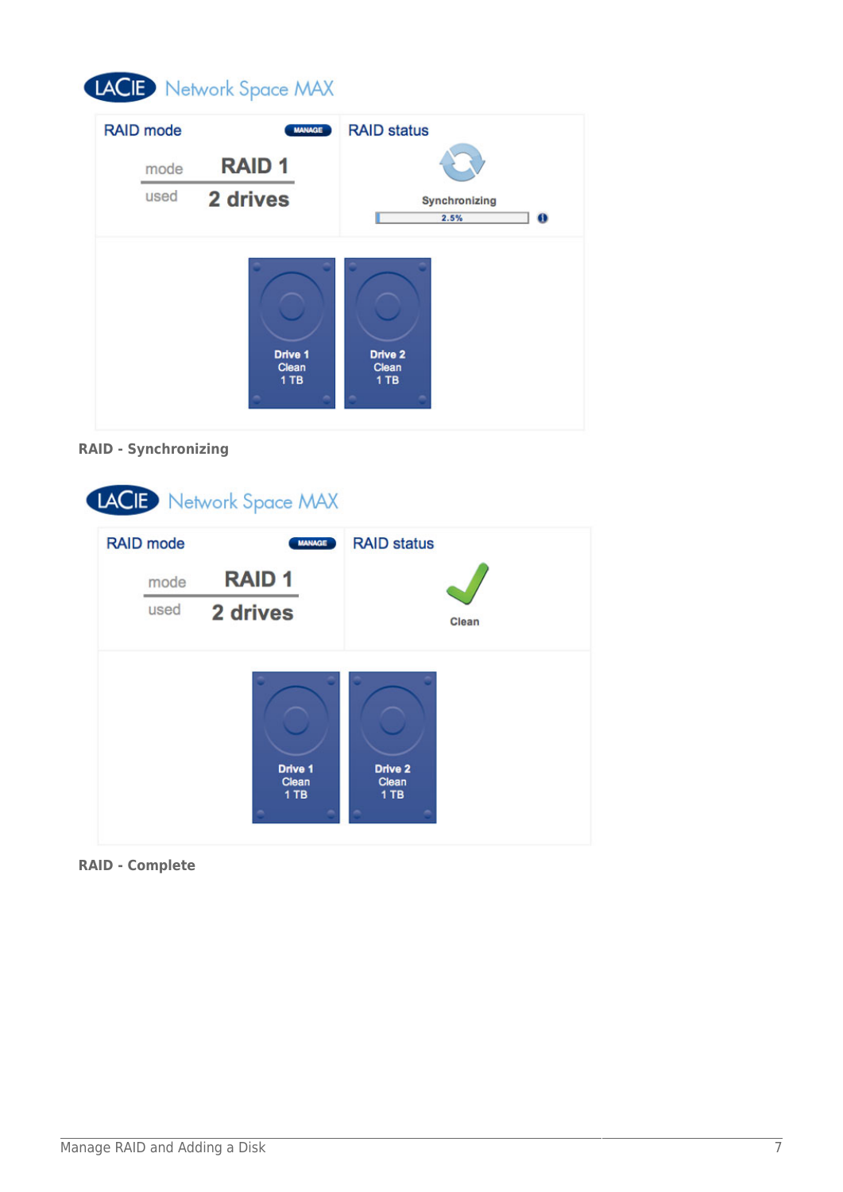**RAID - Synchronizing**

**RAID - Complete**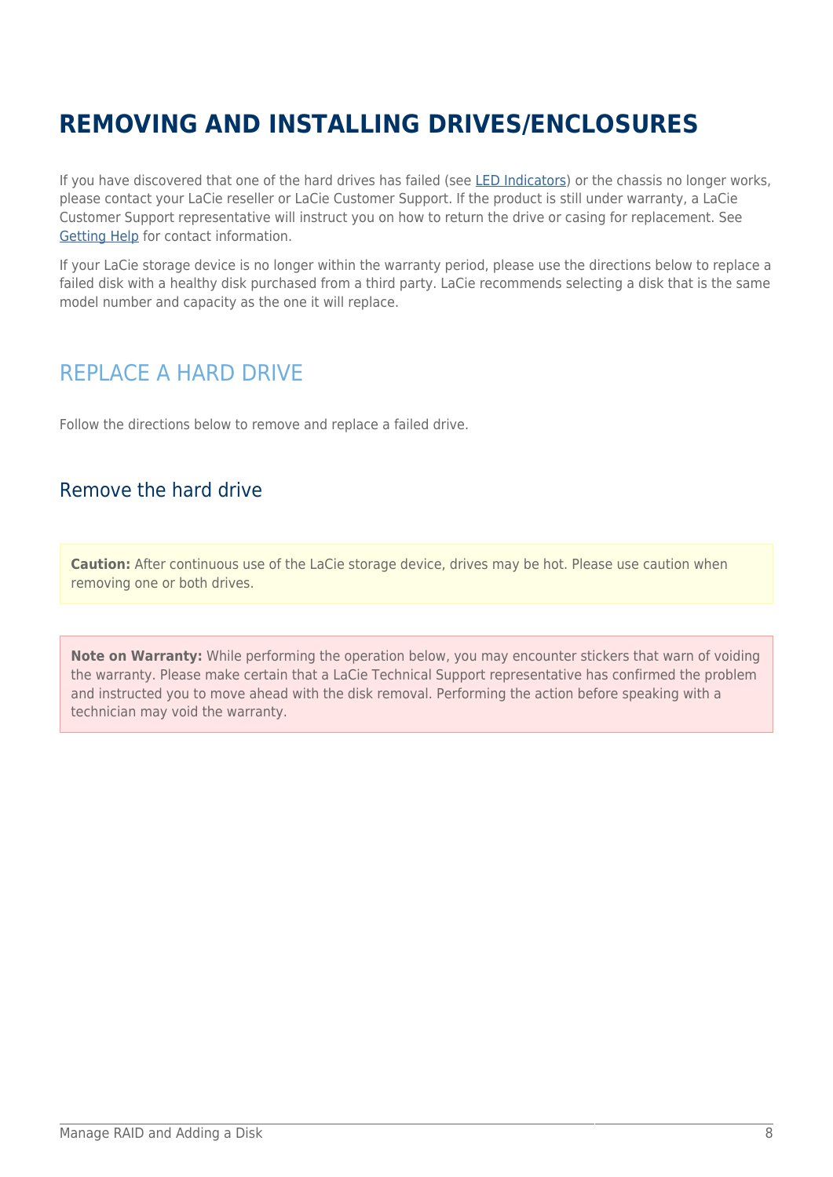# REMOVING AND INSTALLING DRIVES/ENCLOSURES

If you have discovered that one of the hard drives has failed (see LED Indicators) or the chassis no longer works, please contact your LaCie reseller or LaCie Customer Support. If the product is still under warranty, a LaCie Customer Support representative will instruct you on how to return the drive or casing for replacement. See Getting Help for contact information.

If your LaCie storage device is no longer within the warranty period, please use the directions below to replace a failed disk with a healthy disk purchased from a third party. LaCie recommends selecting a disk that is the same model number and capacity as the one it will replace.

## REPLACE A HARD DRIVE

Follow the directions below to remove and replace a failed drive.

### Remove the hard drive

**Caution:** After continuous use of the LaCie storage device, drives may be hot. Please use caution when removing one or both drives.

**Note on Warranty:** While performing the operation below, you may encounter stickers that warn of voiding the warranty. Please make certain that a LaCie Technical Support representative has confirmed the problem and instructed you to move ahead with the disk removal. Performing the action before speaking with a technician may void the warranty.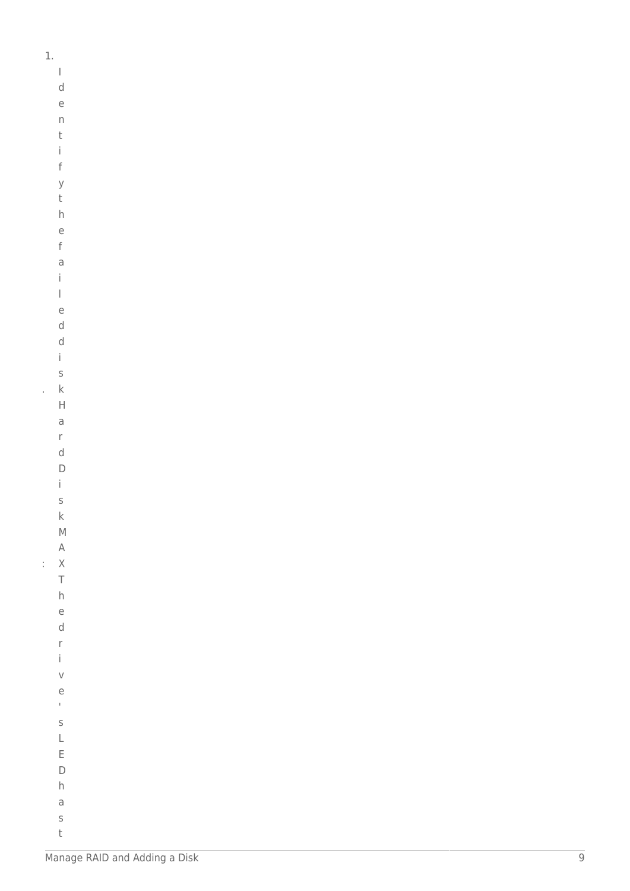1. Identify the failed disk.

   Hard Disk MAX: The drive's LED has t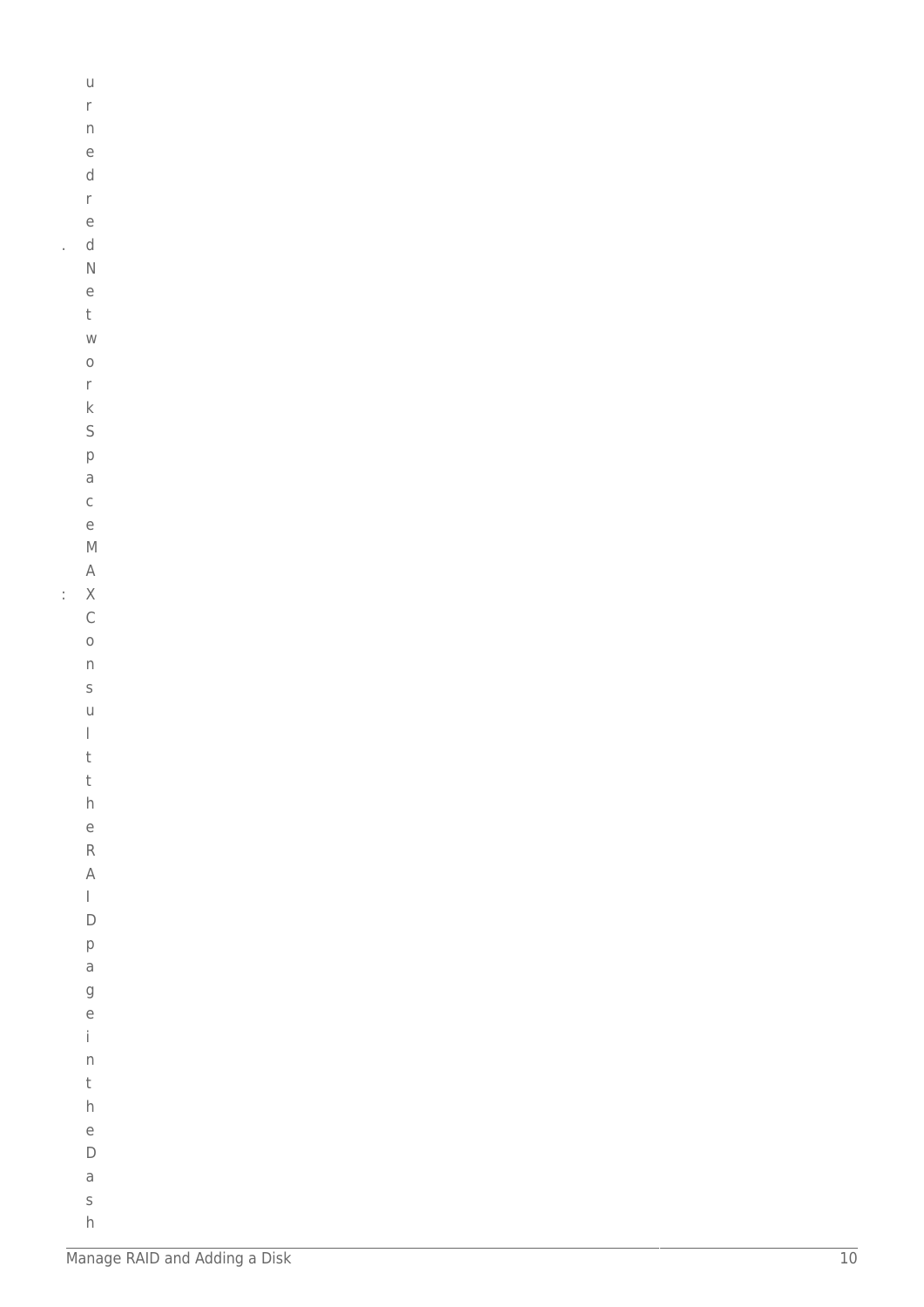. urnedred

: NetworkSpaceMAX Consult the RAID page in the Dash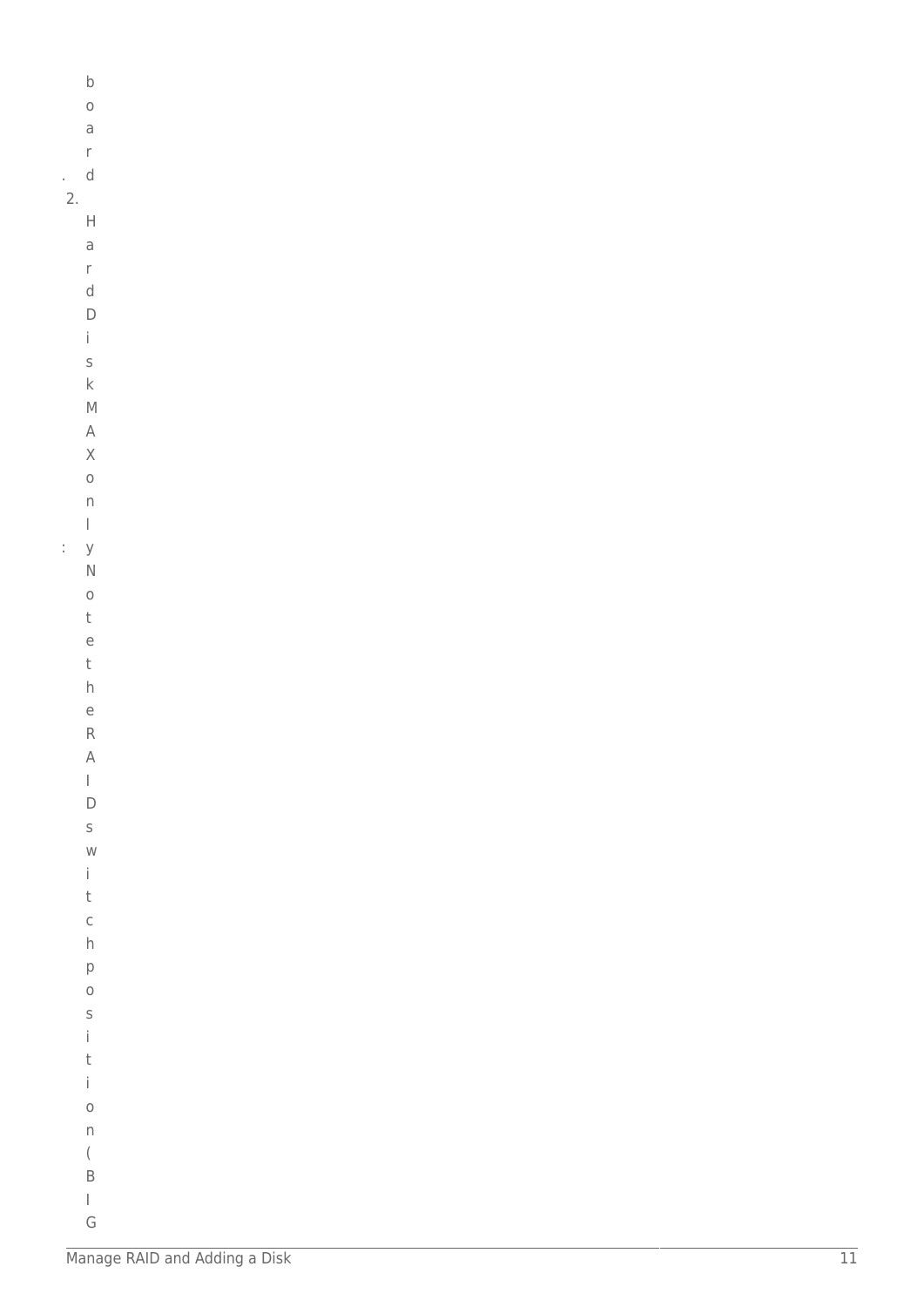board.

2. Hard Disk MAX only: Note the RAID switch position (BIG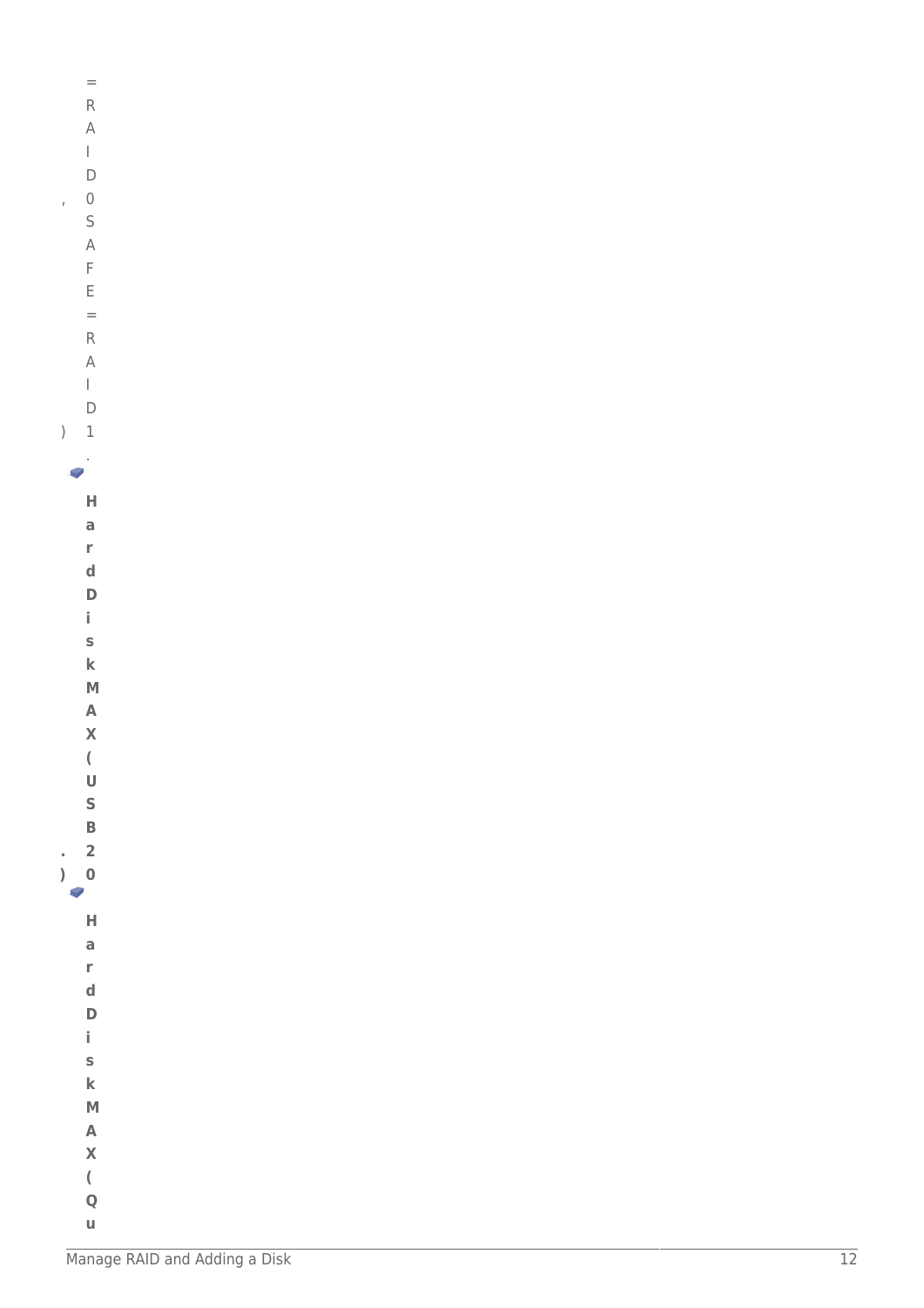=RAID0, SAFE=RAID1).

**Hard Disk MAX (USB 2.0)**

**Hard Disk MAX (Qu**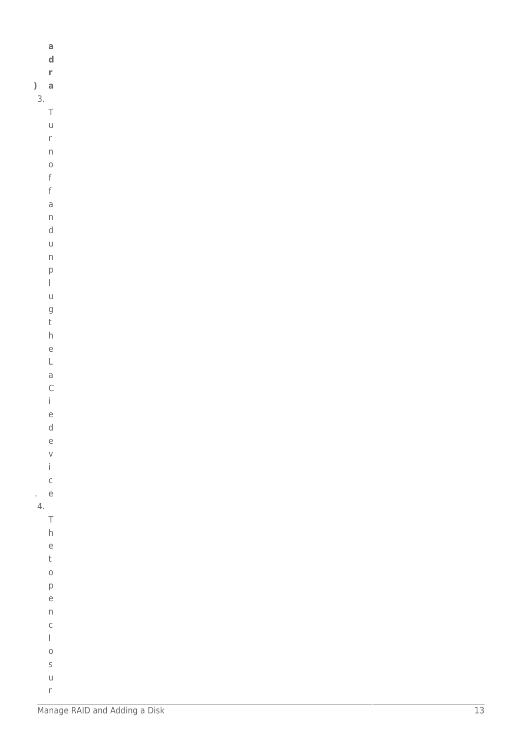adra)

3. Turn off and unplug the LaCie device.
4. The top enclosur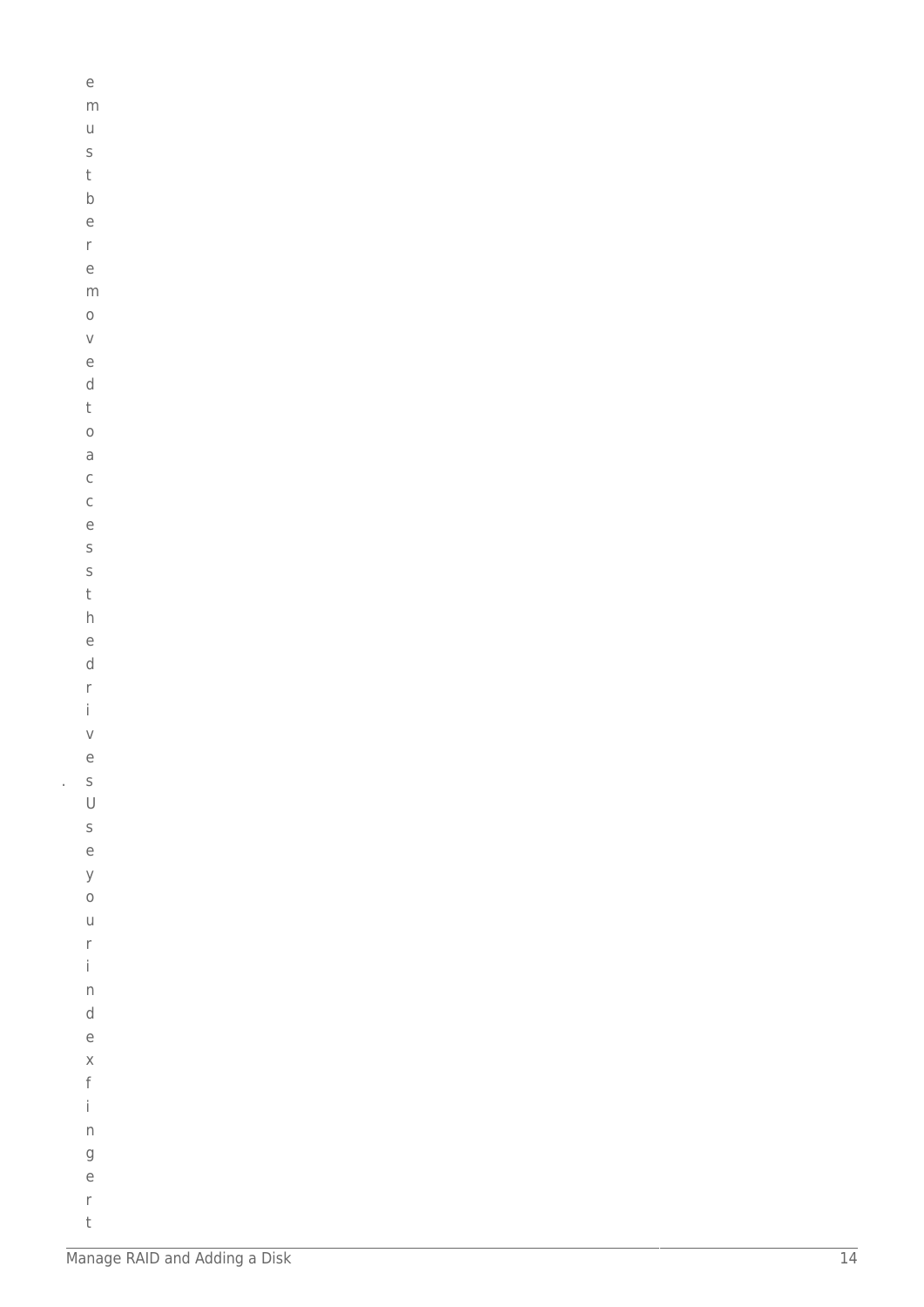e must be removed to access the drives. Use your index finger t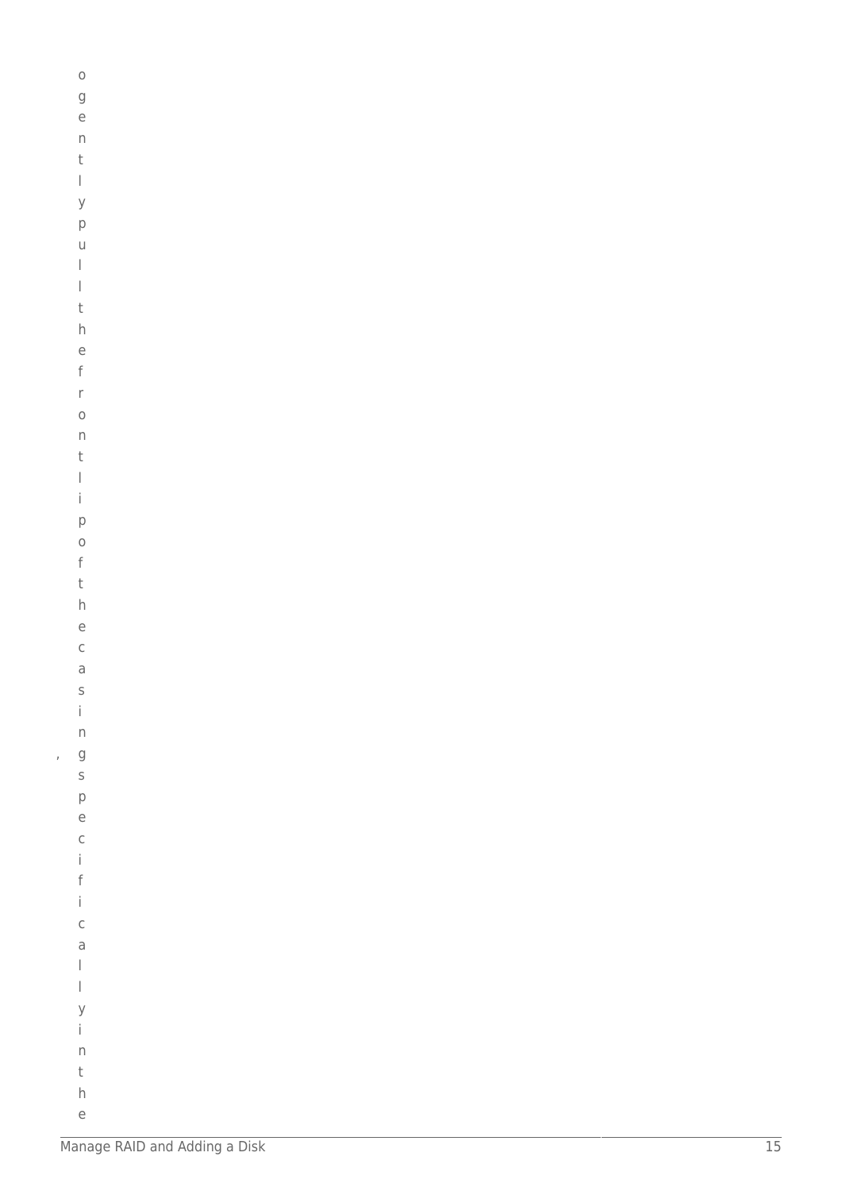, ogently pull the front lip of the casing specifically in the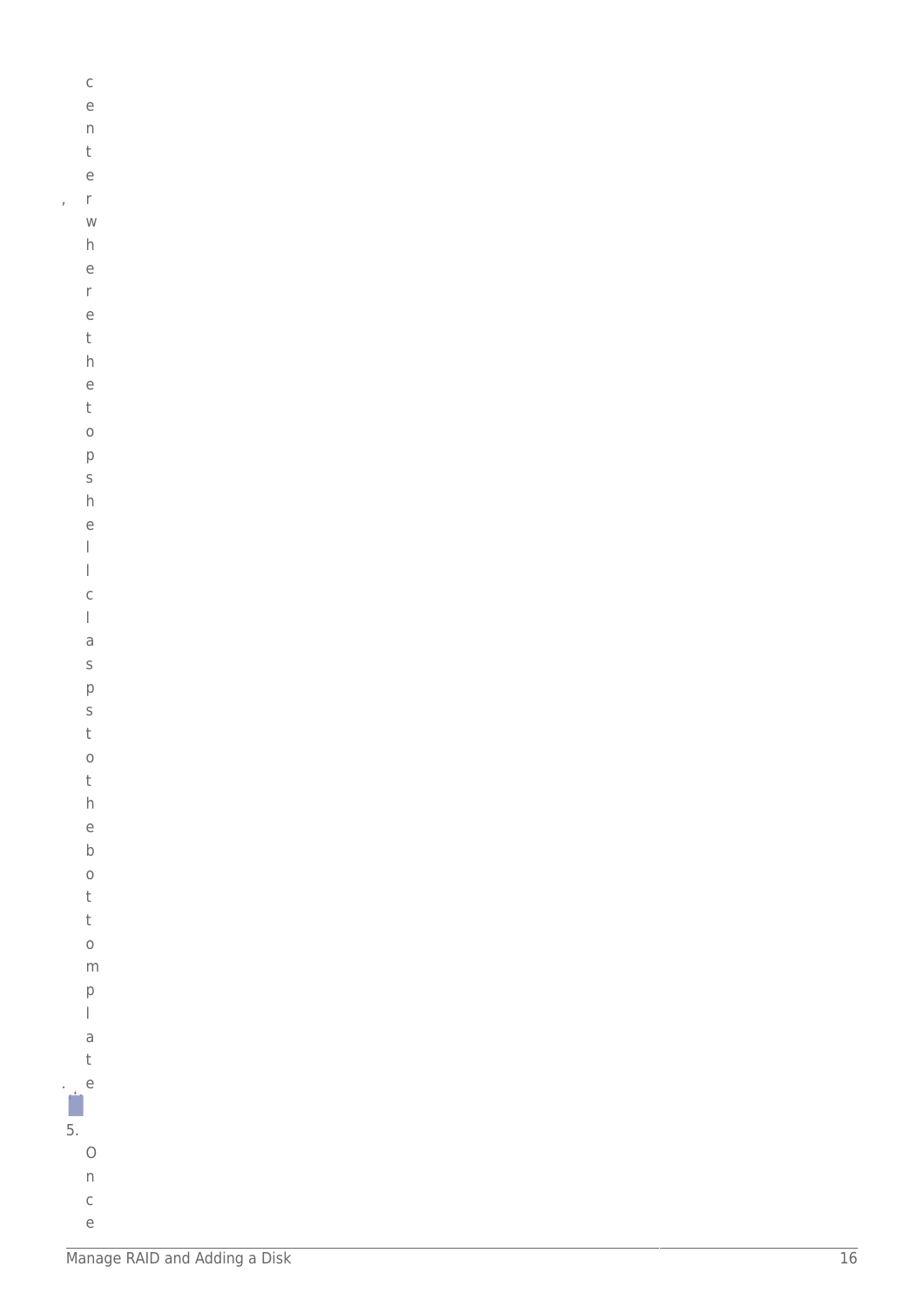, center where the top shell clasps to the bottom plate.

5. Once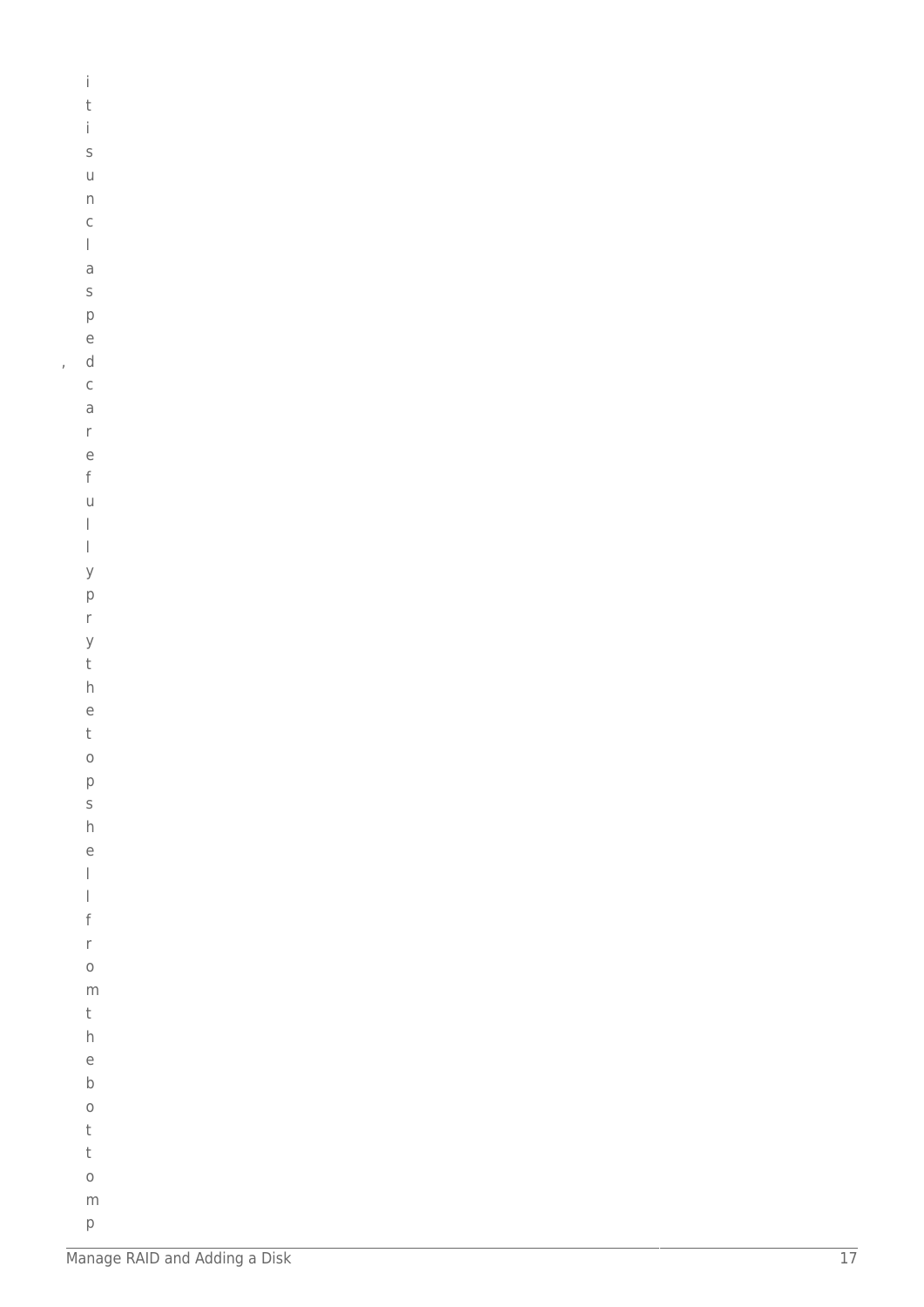, it is unclasped carefully pry the top shell from the bottom p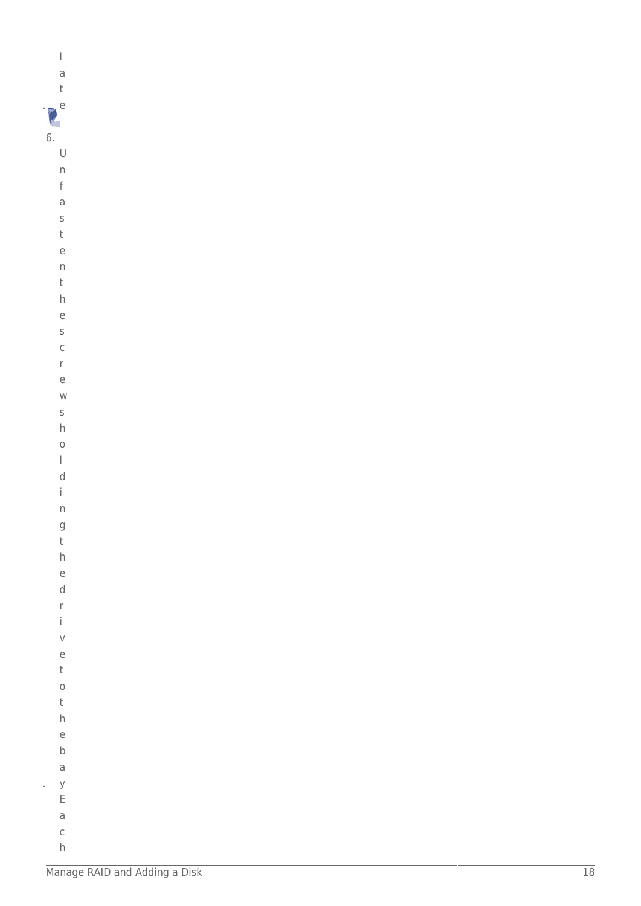late.

6. Unfasten the screws holding the drive to the bay. Each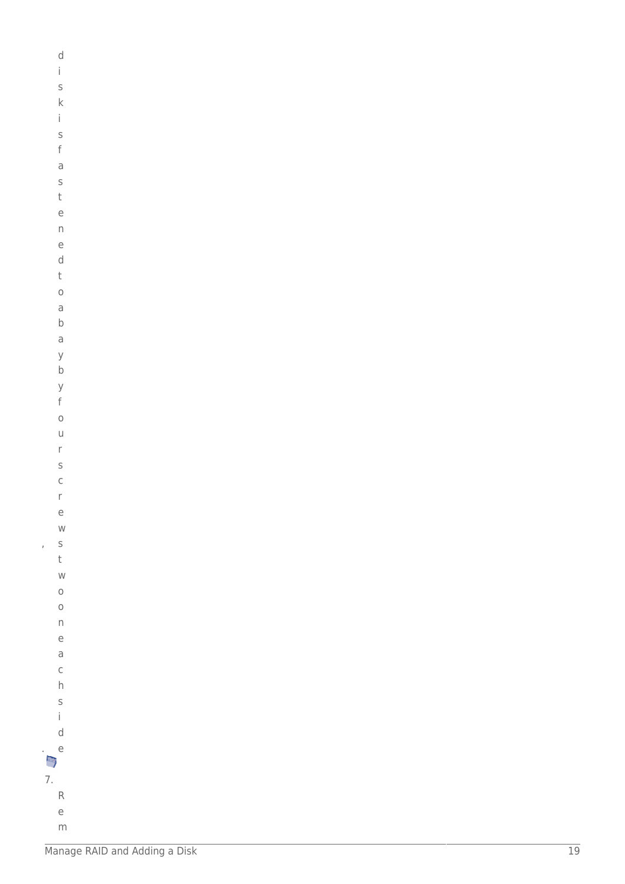disk is fastened to a bay by four screws, two on each side.

7. Rem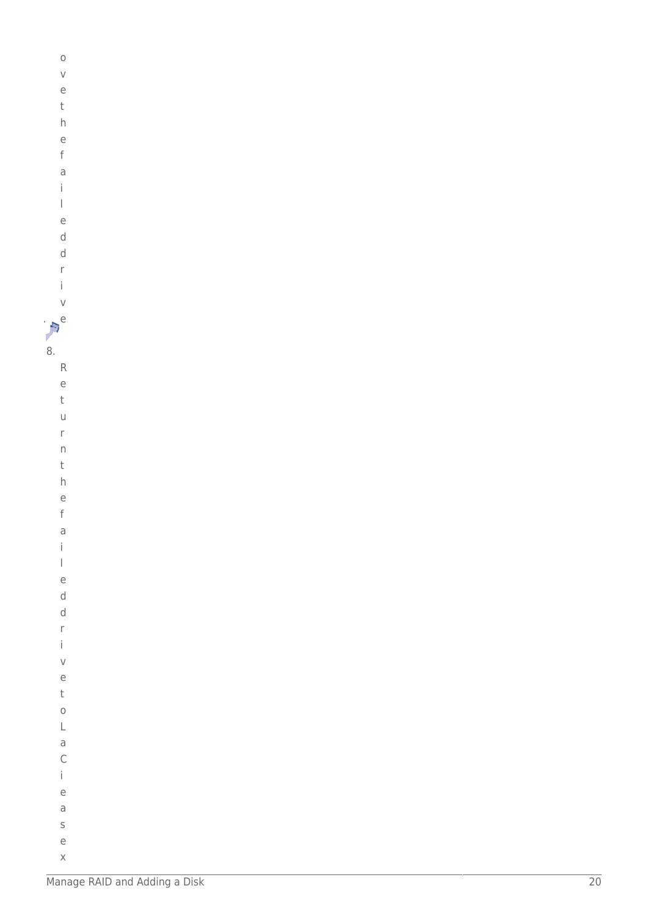ove the failed drive.

8. Return the failed drive to LaCie as ex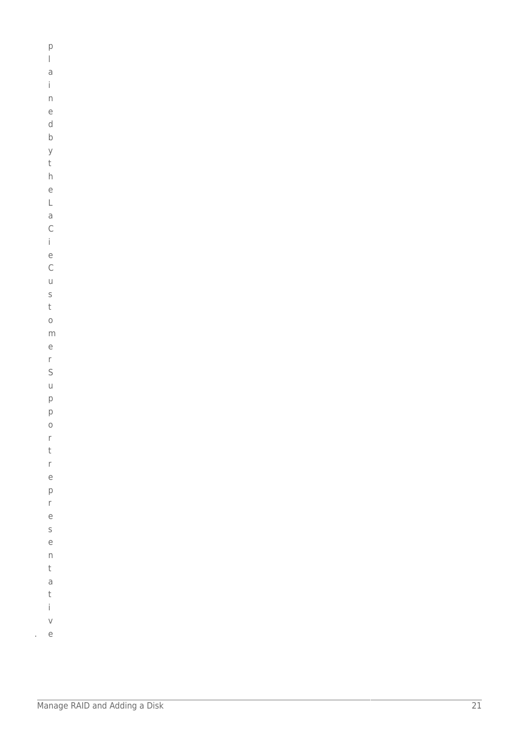plained by the LaCie Customer Support representative.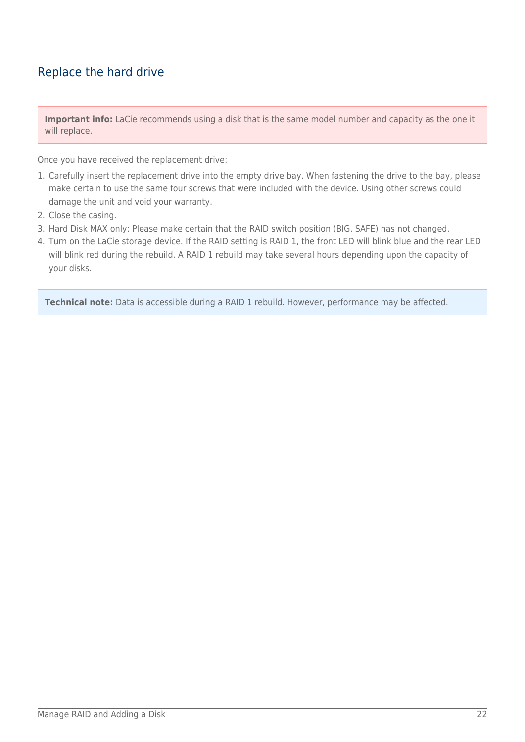## Replace the hard drive

**Important info:** LaCie recommends using a disk that is the same model number and capacity as the one it will replace.

Once you have received the replacement drive:

1. Carefully insert the replacement drive into the empty drive bay. When fastening the drive to the bay, please make certain to use the same four screws that were included with the device. Using other screws could damage the unit and void your warranty.
2. Close the casing.
3. Hard Disk MAX only: Please make certain that the RAID switch position (BIG, SAFE) has not changed.
4. Turn on the LaCie storage device. If the RAID setting is RAID 1, the front LED will blink blue and the rear LED will blink red during the rebuild. A RAID 1 rebuild may take several hours depending upon the capacity of your disks.

**Technical note:** Data is accessible during a RAID 1 rebuild. However, performance may be affected.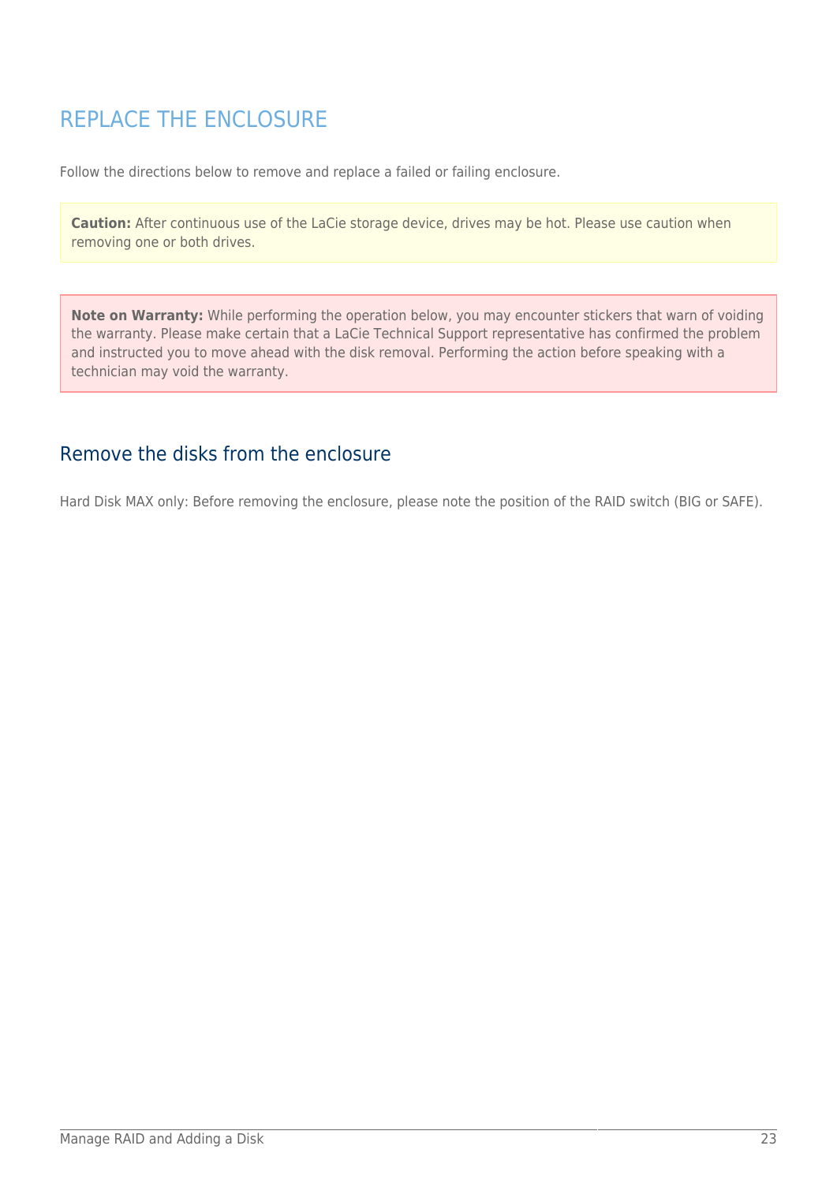# REPLACE THE ENCLOSURE

Follow the directions below to remove and replace a failed or failing enclosure.

**Caution:** After continuous use of the LaCie storage device, drives may be hot. Please use caution when removing one or both drives.

**Note on Warranty:** While performing the operation below, you may encounter stickers that warn of voiding the warranty. Please make certain that a LaCie Technical Support representative has confirmed the problem and instructed you to move ahead with the disk removal. Performing the action before speaking with a technician may void the warranty.

## Remove the disks from the enclosure

Hard Disk MAX only: Before removing the enclosure, please note the position of the RAID switch (BIG or SAFE).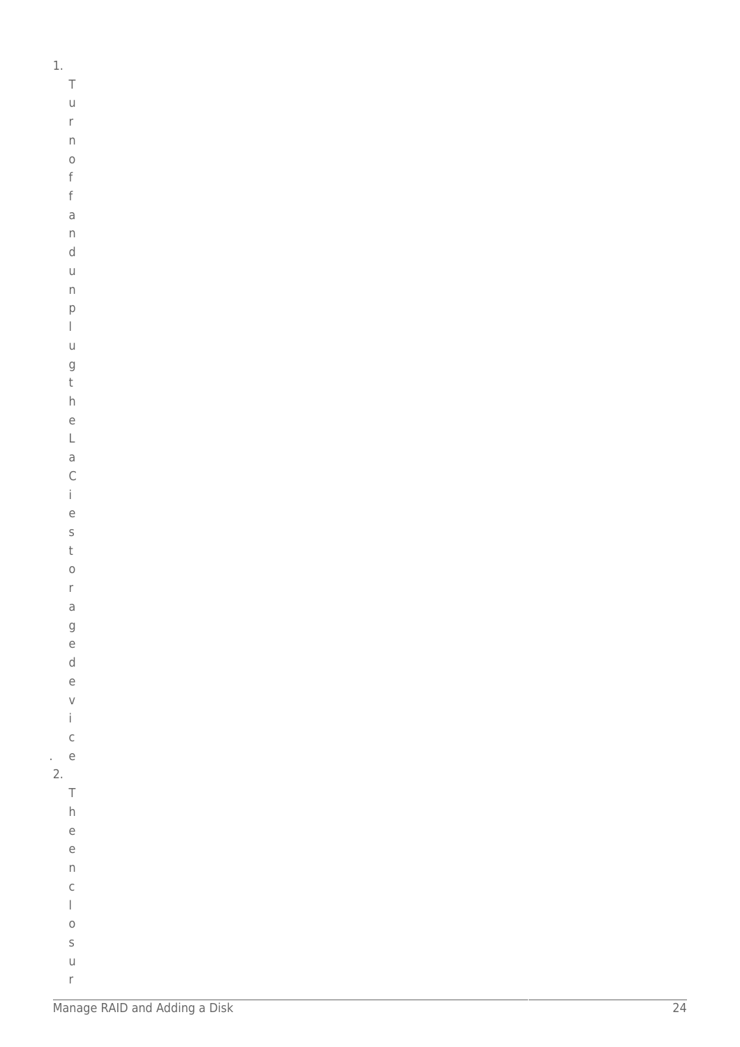1. Turn off and unplug the LaCie storage device.
2. The enclosur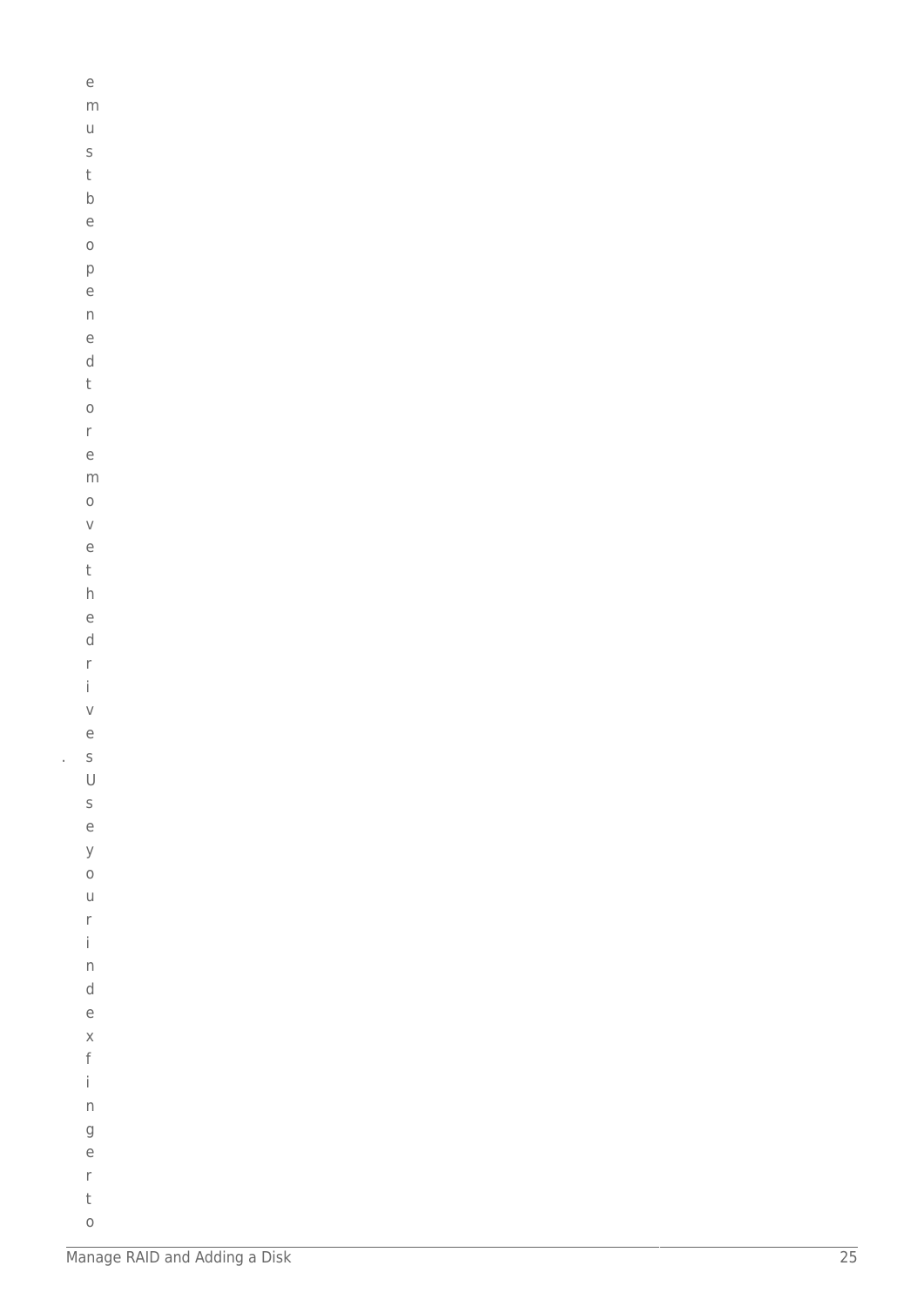emust be opened to remove the drives

. Use your index finger to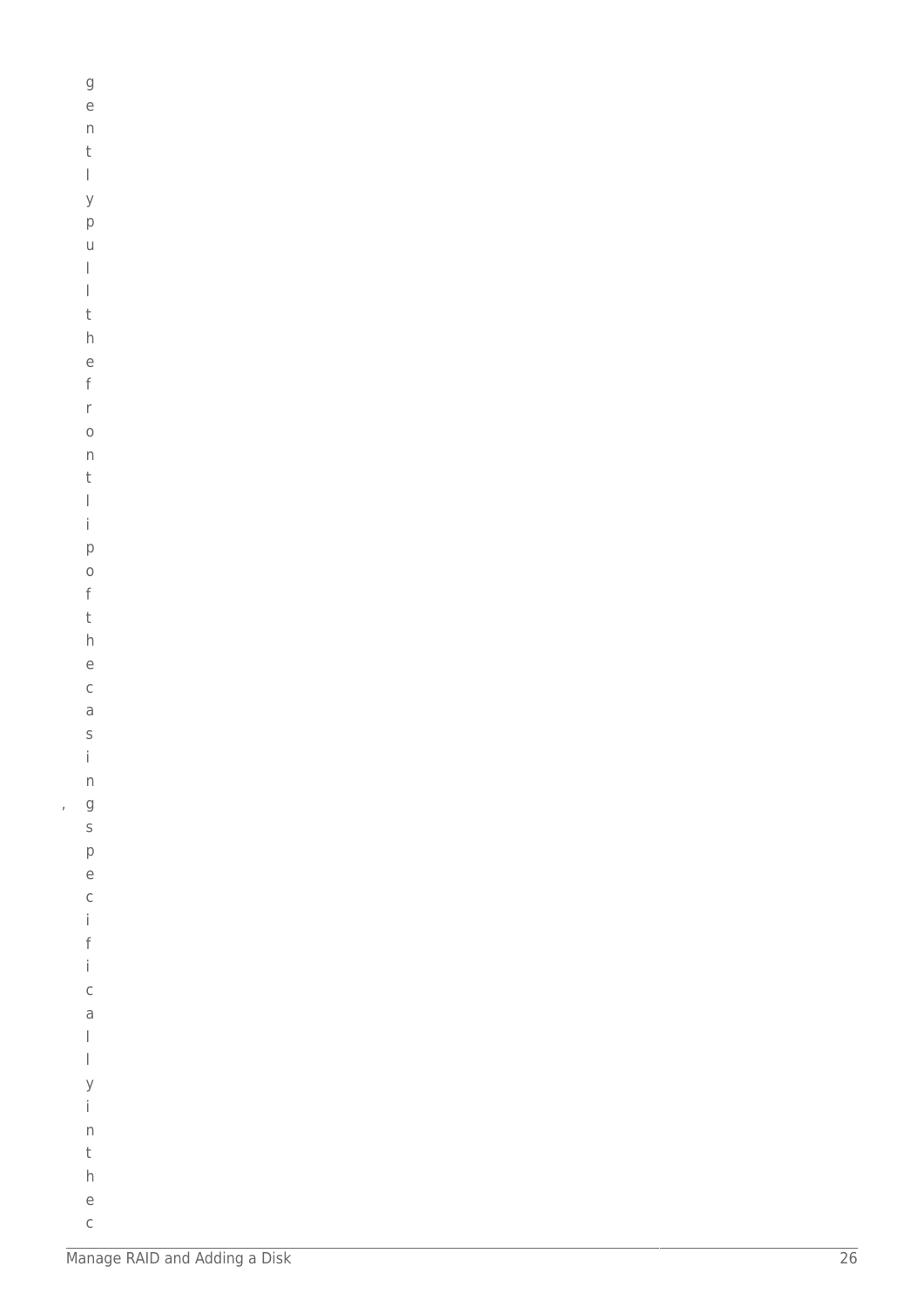, gently pull the front lip of the casing specifically in the c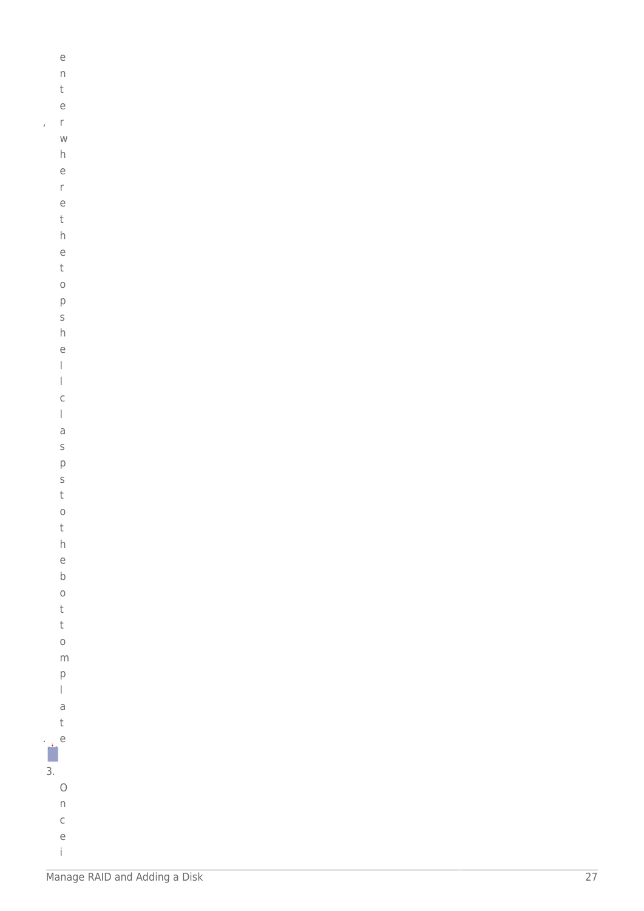, enter where the top shell clasps to the bottom plate.

3. Once i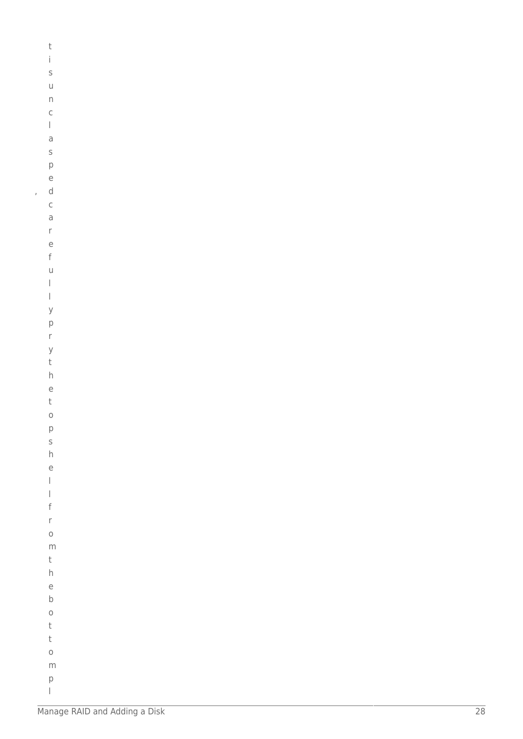t is unclasped, carefully pry the top shell from the bottom pl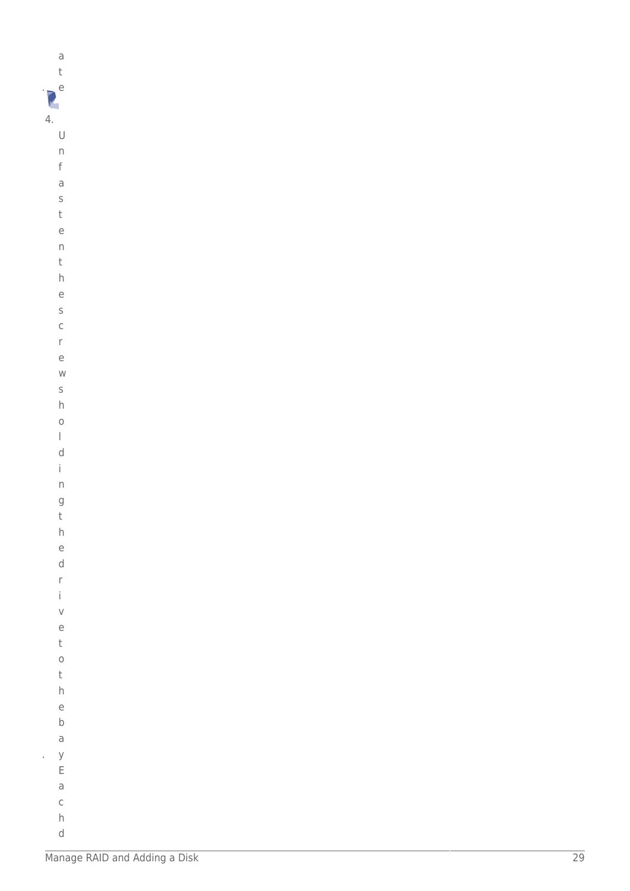ate.

4. Unfasten the screws holding the drive to the bay. Each d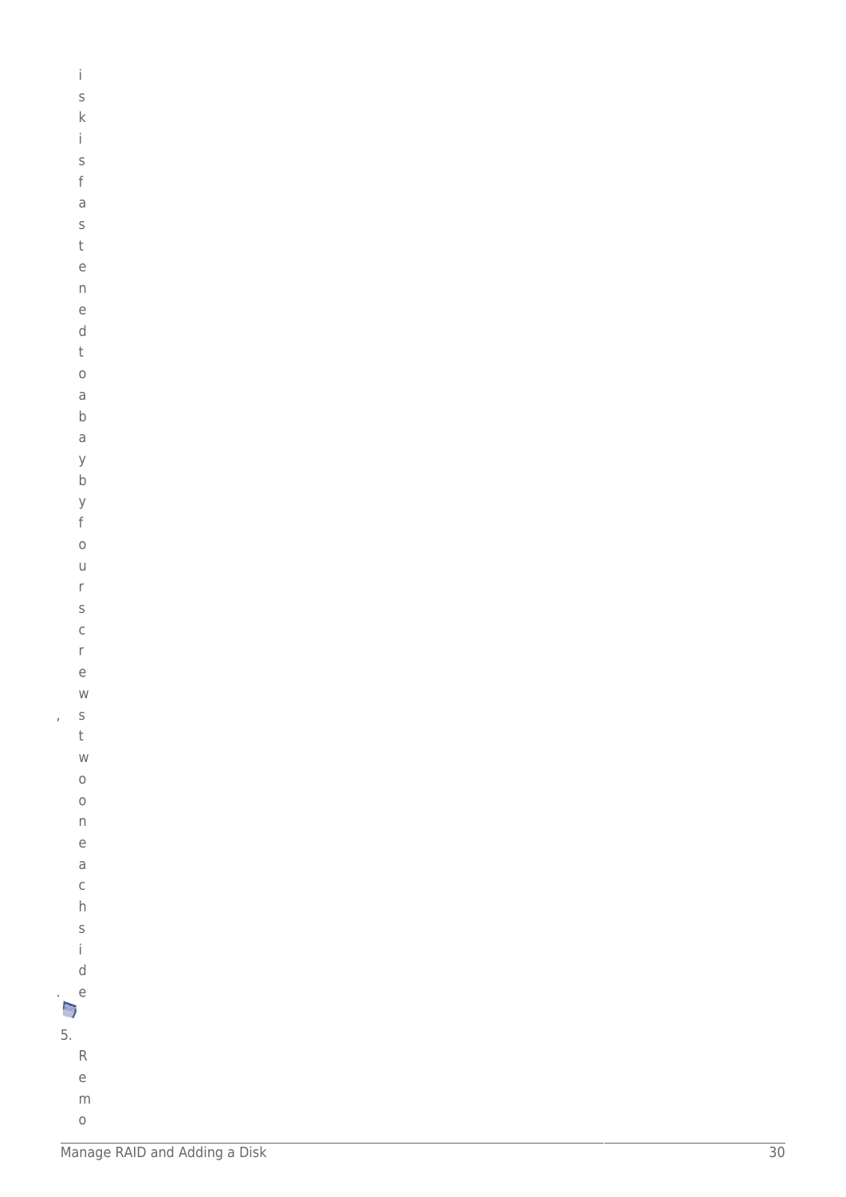isk is fastened to a bay by four screws, two on each side.

5. Remo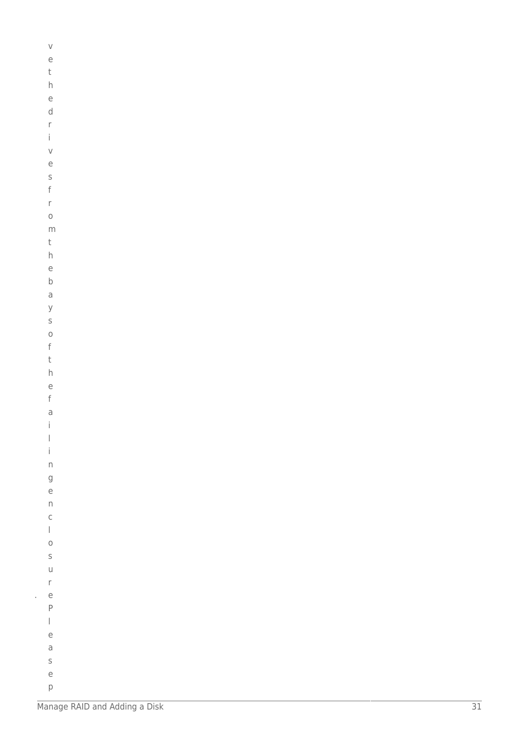ve the drives from the bays of the failing enclosure. Please p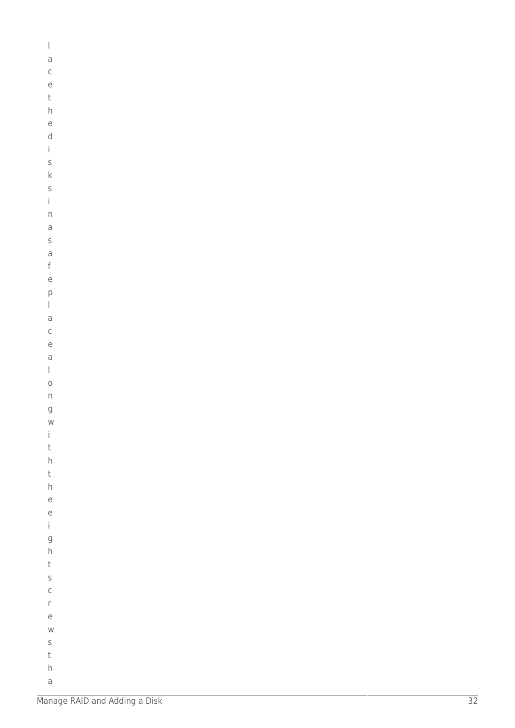lace the disks in a safe place along with the eight screws tha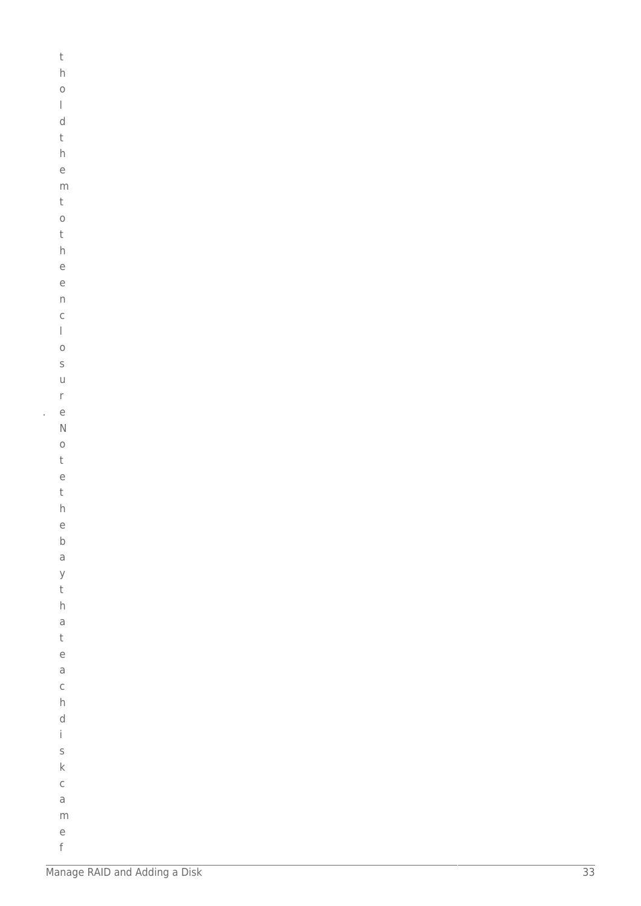. thold them to the enclosure. Note the bay that each disk came f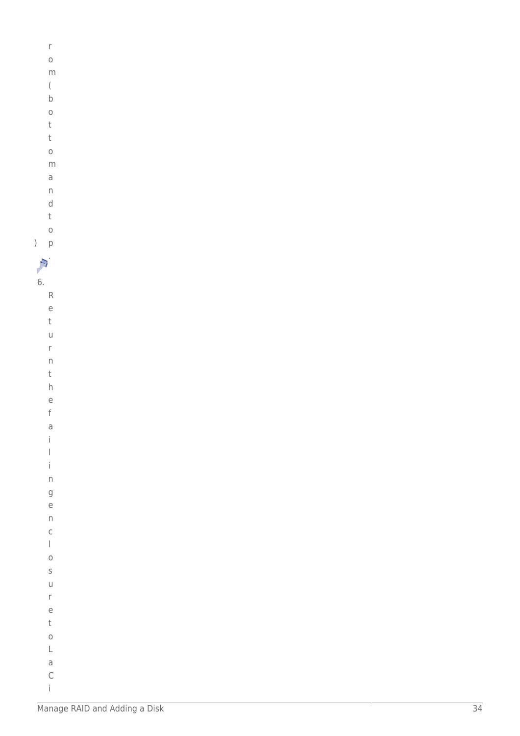rom (bottom and top).

6. Return the failing enclosure to LaCi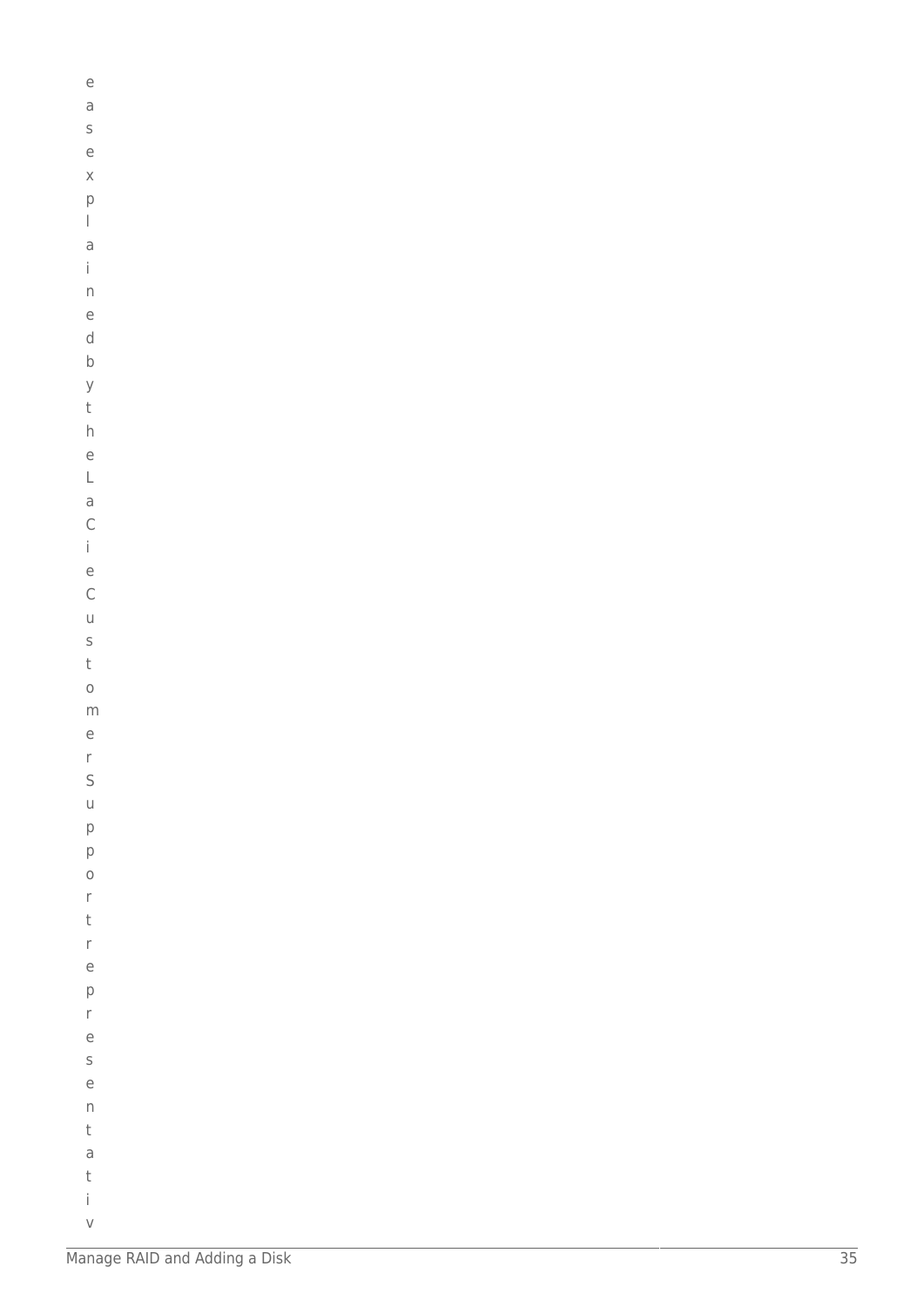easexplainedbytheLaCieCustomerSupportrepresentativ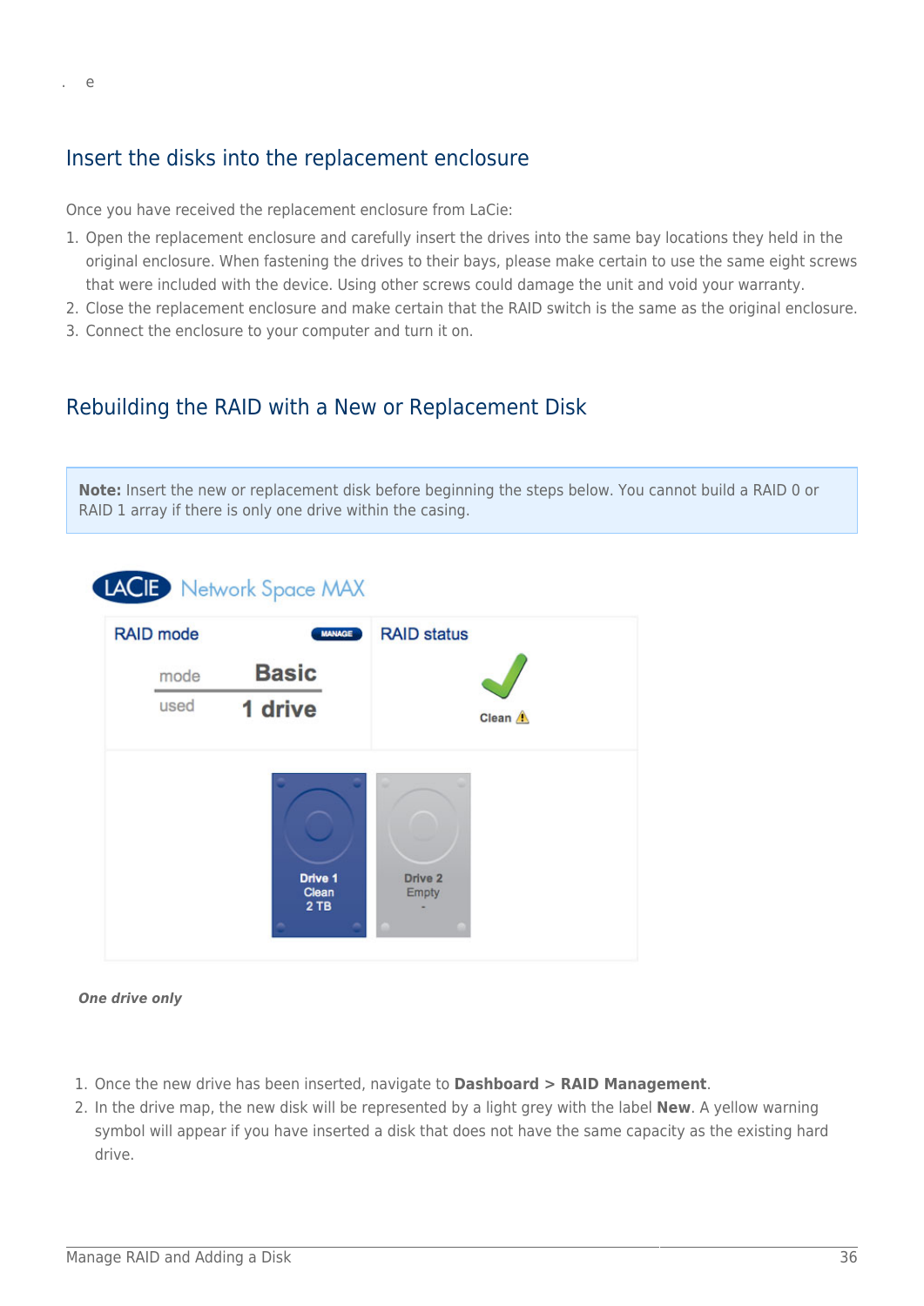## Insert the disks into the replacement enclosure

Once you have received the replacement enclosure from LaCie:

1. Open the replacement enclosure and carefully insert the drives into the same bay locations they held in the original enclosure. When fastening the drives to their bays, please make certain to use the same eight screws that were included with the device. Using other screws could damage the unit and void your warranty.
2. Close the replacement enclosure and make certain that the RAID switch is the same as the original enclosure.
3. Connect the enclosure to your computer and turn it on.

## Rebuilding the RAID with a New or Replacement Disk

**Note:** Insert the new or replacement disk before beginning the steps below. You cannot build a RAID 0 or RAID 1 array if there is only one drive within the casing.

***One drive only***

1. Once the new drive has been inserted, navigate to **Dashboard > RAID Management**.
2. In the drive map, the new disk will be represented by a light grey with the label **New**. A yellow warning symbol will appear if you have inserted a disk that does not have the same capacity as the existing hard drive.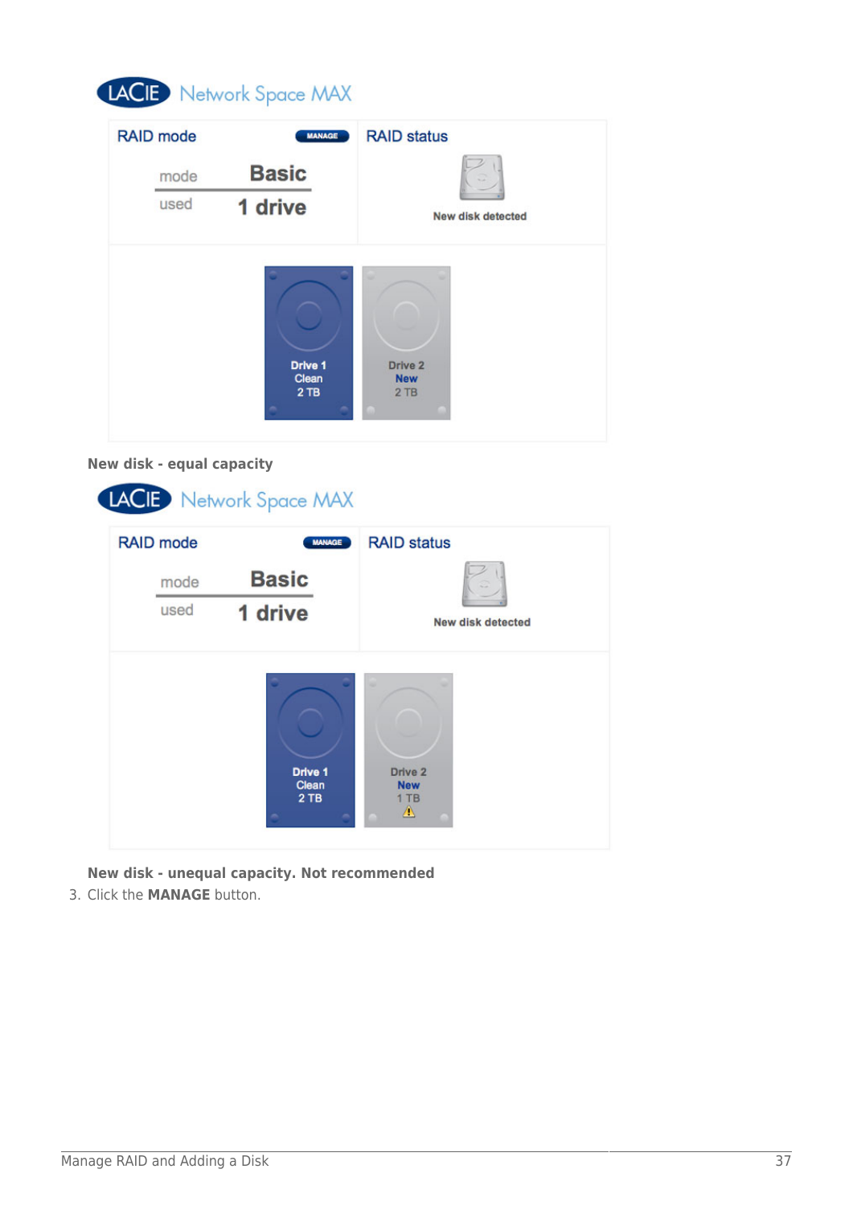**New disk - equal capacity**

**New disk - unequal capacity. Not recommended**

3. Click the **MANAGE** button.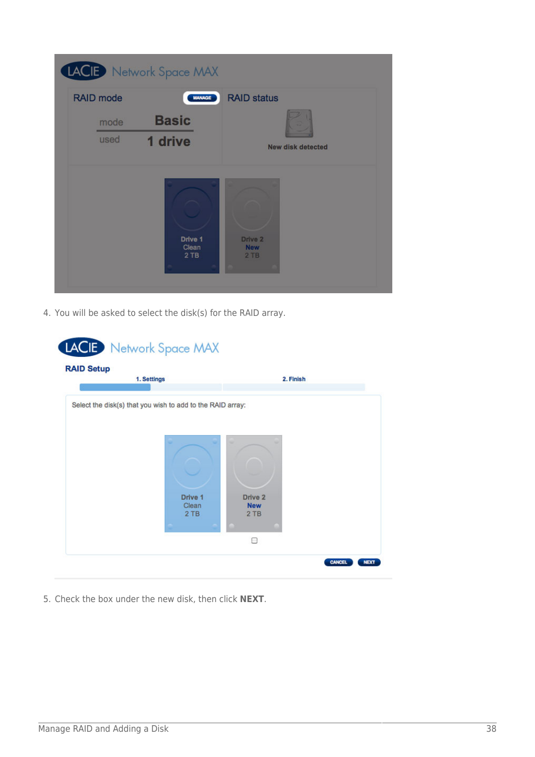4. You will be asked to select the disk(s) for the RAID array.

5. Check the box under the new disk, then click **NEXT**.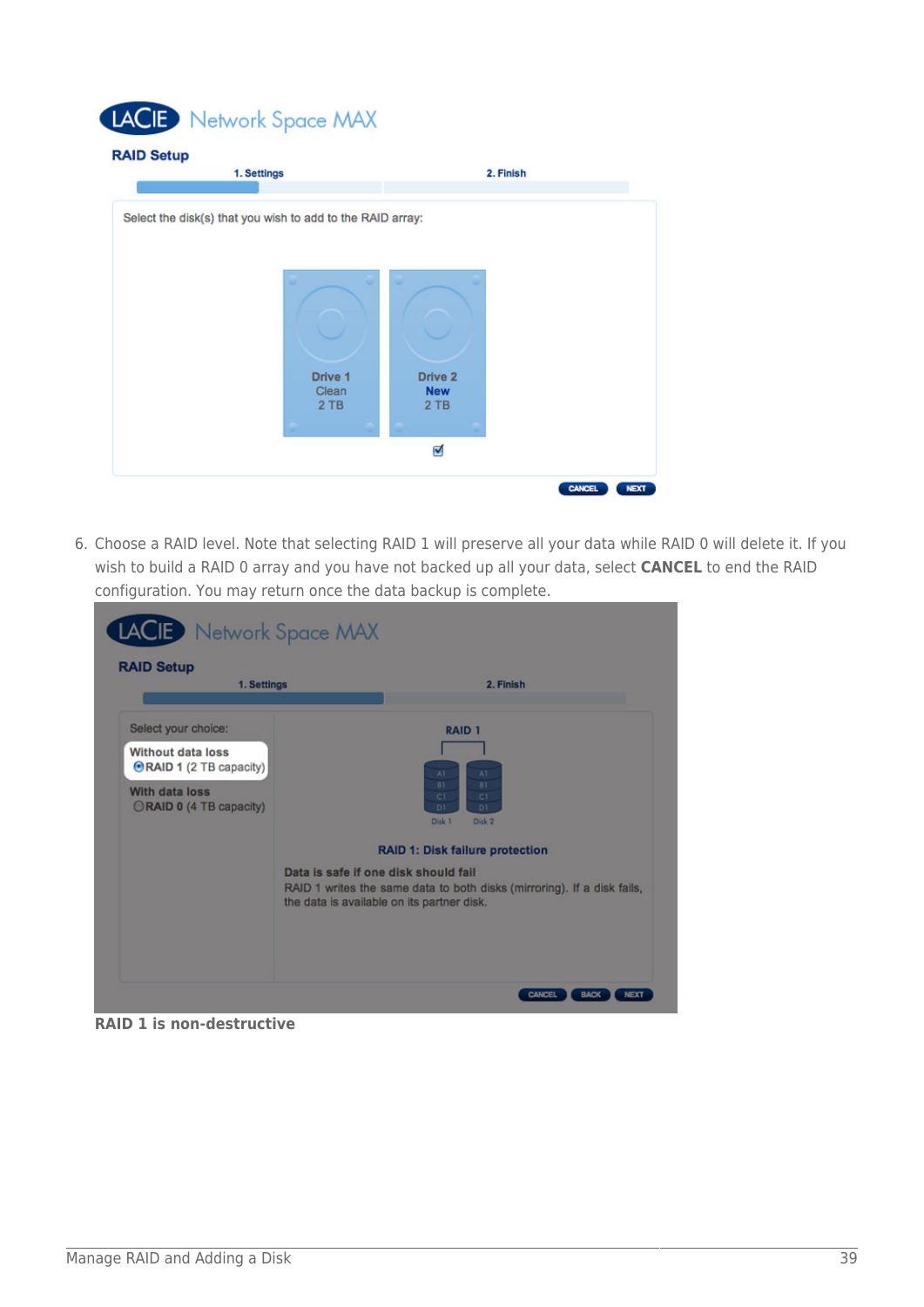6. Choose a RAID level. Note that selecting RAID 1 will preserve all your data while RAID 0 will delete it. If you wish to build a RAID 0 array and you have not backed up all your data, select **CANCEL** to end the RAID configuration. You may return once the data backup is complete.

**RAID 1 is non-destructive**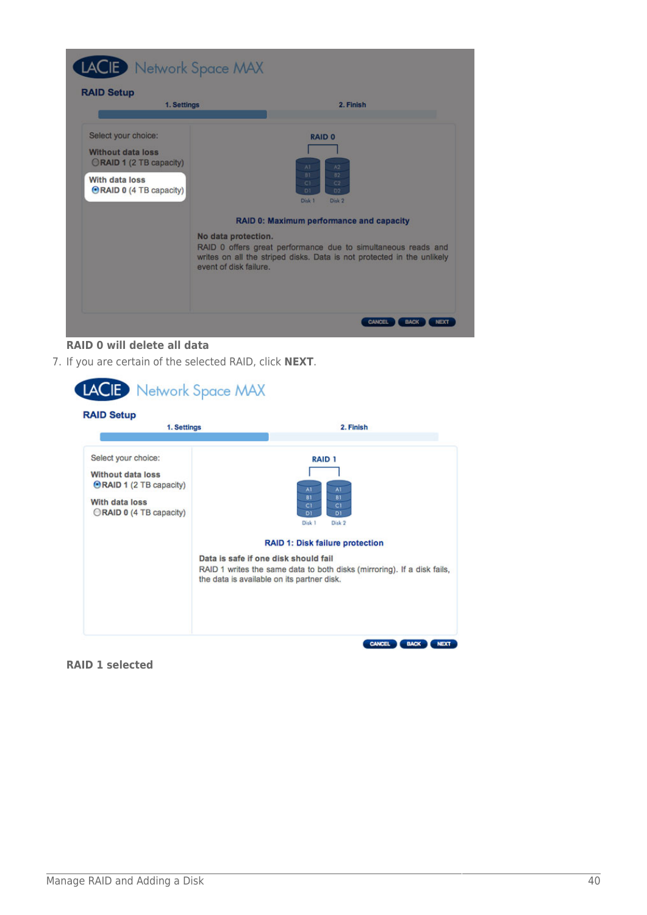**RAID 0 will delete all data**

7. If you are certain of the selected RAID, click **NEXT**.

**RAID 1 selected**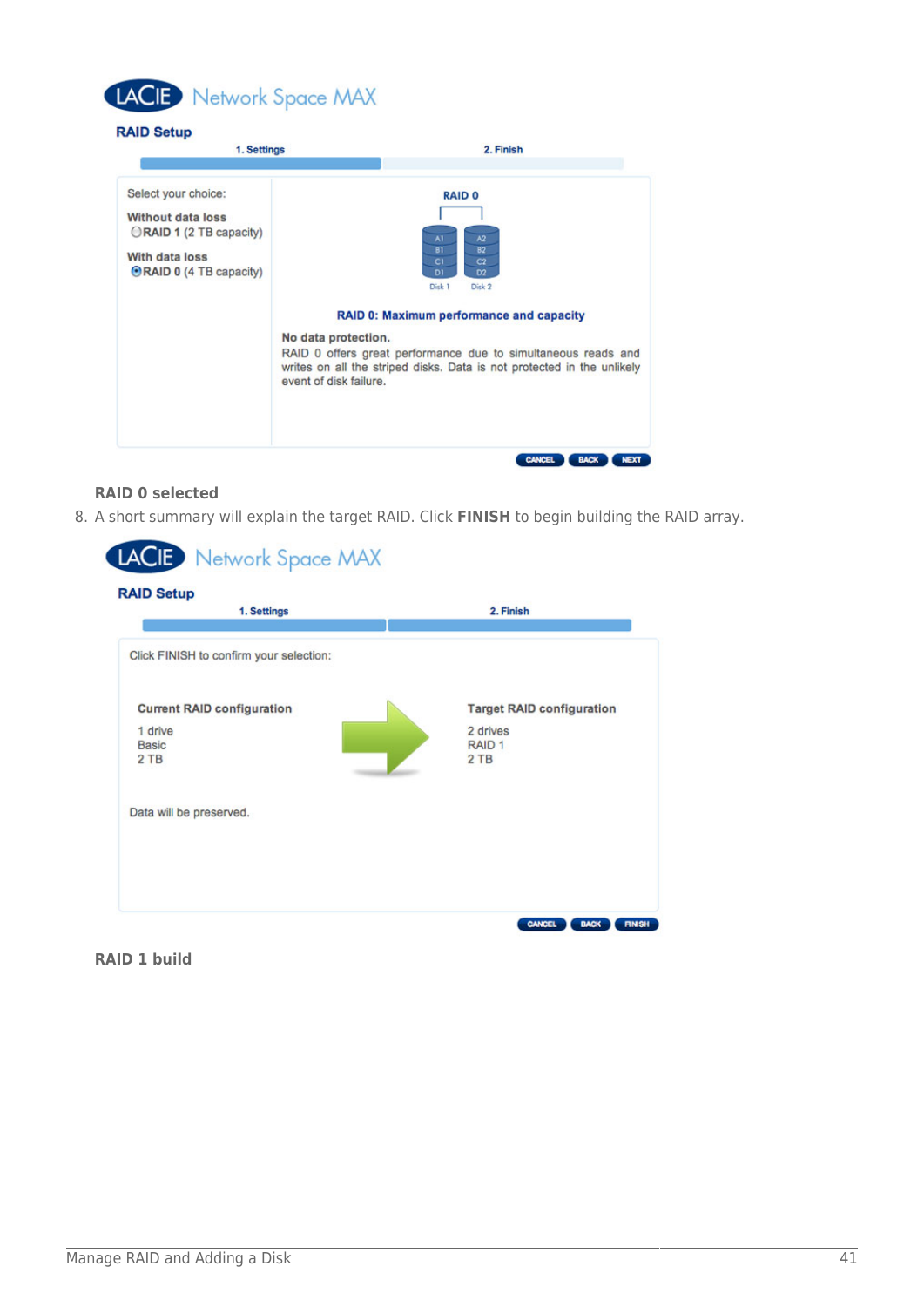**RAID 0 selected**

8. A short summary will explain the target RAID. Click **FINISH** to begin building the RAID array.

**RAID 1 build**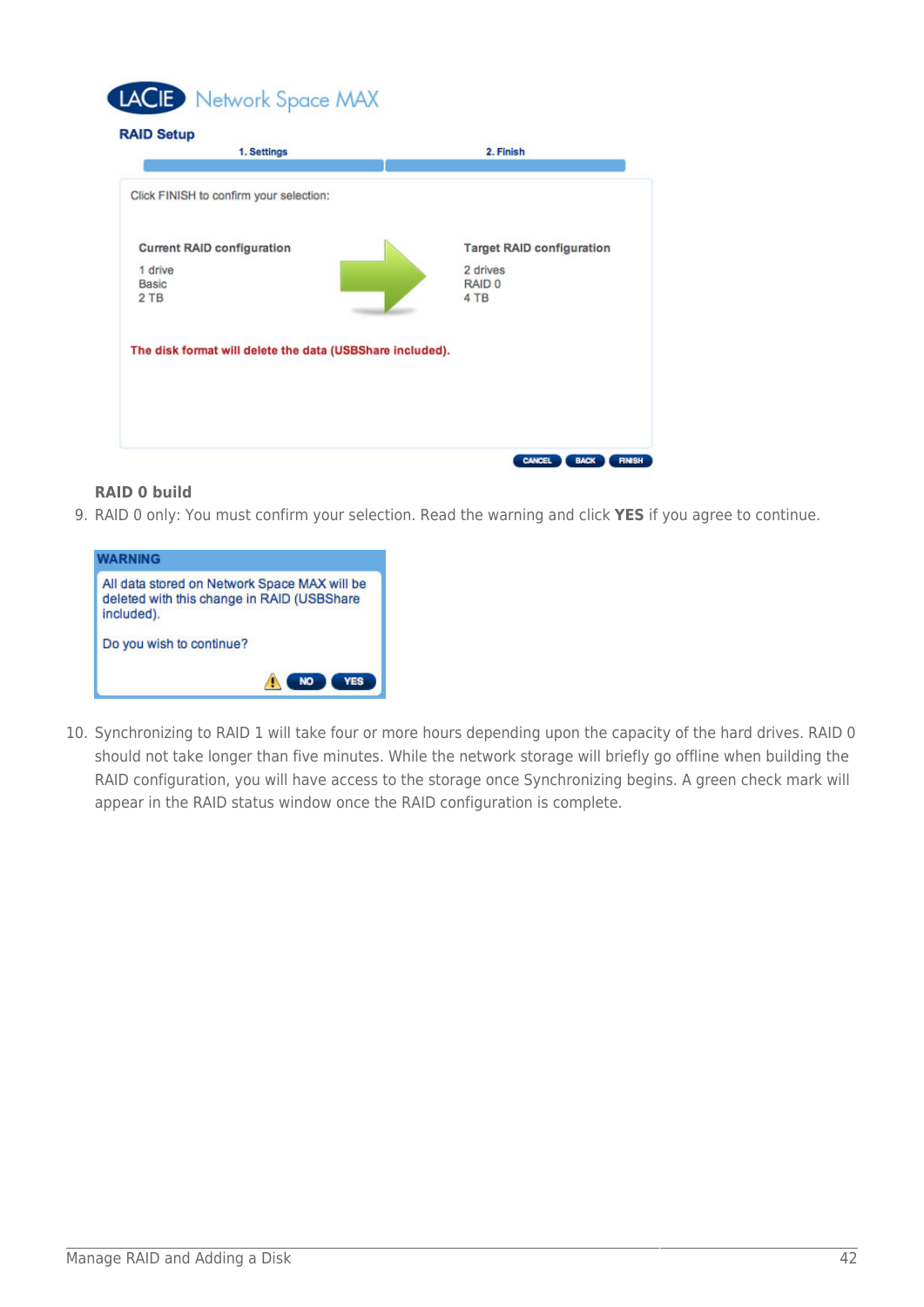**RAID 0 build**

9. RAID 0 only: You must confirm your selection. Read the warning and click **YES** if you agree to continue.

10. Synchronizing to RAID 1 will take four or more hours depending upon the capacity of the hard drives. RAID 0 should not take longer than five minutes. While the network storage will briefly go offline when building the RAID configuration, you will have access to the storage once Synchronizing begins. A green check mark will appear in the RAID status window once the RAID configuration is complete.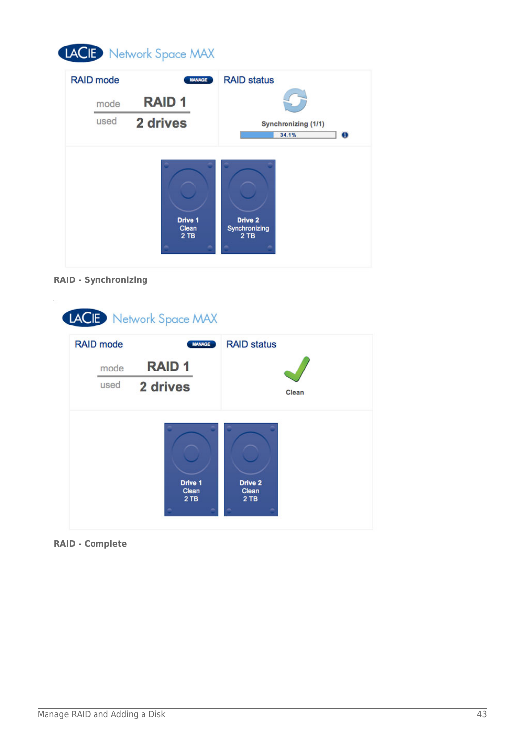**RAID - Synchronizing**

**RAID - Complete**